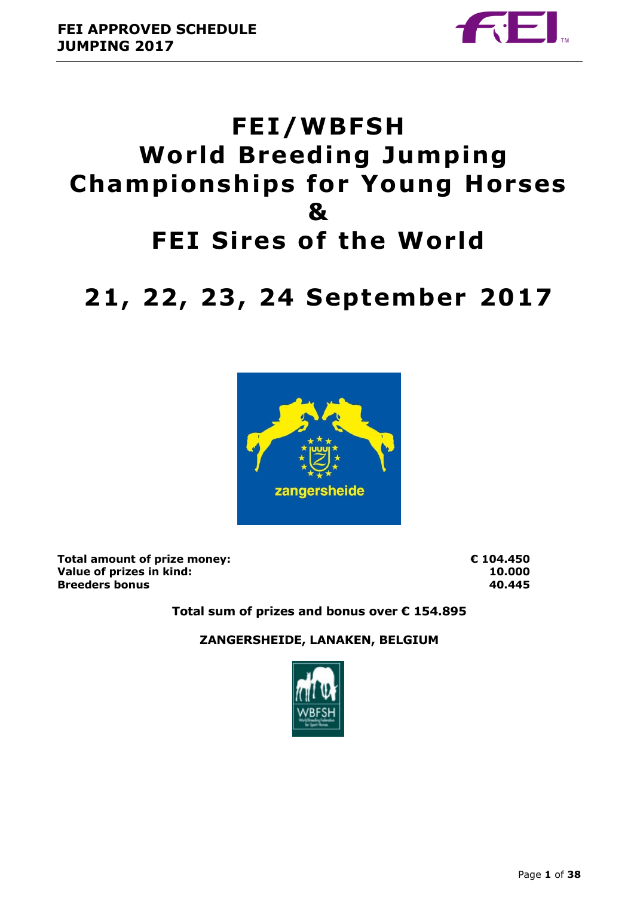# FEI/WBFSH World Breeding Jumping Championships for Young Horses & FEI Sires of the World

# 21, 22, 23, 24 September 2017

| | |
|---|---|
| **Total amount of prize money:** | **€ 104.450** |
| **Value of prizes in kind:** | **10.000** |
| **Breeders bonus** | **40.445** |

**Total sum of prizes and bonus over € 154.895**

**ZANGERSHEIDE, LANAKEN, BELGIUM**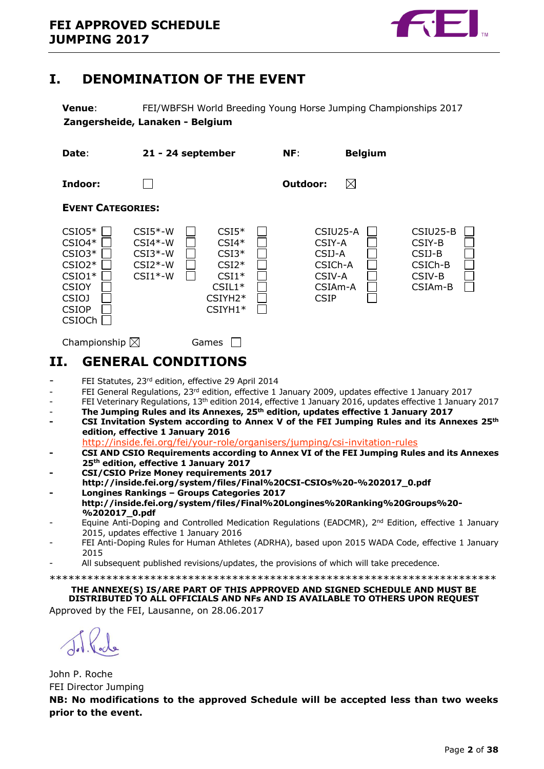# I. DENOMINATION OF THE EVENT

**Venue**: FEI/WBFSH World Breeding Young Horse Jumping Championships 2017
**Zangersheide, Lanaken - Belgium**

**Date**: **21 - 24 september** **NF**: **Belgium**

**Indoor:** ☐ **Outdoor:** ☒

**EVENT CATEGORIES:**

| | | | | |
|---|---|---|---|---|
| CSIO5* ☐ | CSI5*-W ☐ | CSI5* ☐ | CSIU25-A ☐ | CSIU25-B ☐ |
| CSIO4* ☐ | CSI4*-W ☐ | CSI4* ☐ | CSIY-A ☐ | CSIY-B ☐ |
| CSIO3* ☐ | CSI3*-W ☐ | CSI3* ☐ | CSIJ-A ☐ | CSIJ-B ☐ |
| CSIO2* ☐ | CSI2*-W ☐ | CSI2* ☐ | CSICh-A ☐ | CSICh-B ☐ |
| CSIO1* ☐ | CSI1*-W ☐ | CSI1* ☐ | CSIV-A ☐ | CSIV-B ☐ |
| CSIOY ☐ | | CSIL1* ☐ | CSIAm-A ☐ | CSIAm-B ☐ |
| CSIOJ ☐ | | CSIYH2* ☐ | CSIP ☐ | |
| CSIOP ☐ | | CSIYH1* ☐ | | |
| CSIOCh ☐ | | | | |

Championship ☒ Games ☐

# II. GENERAL CONDITIONS

- FEI Statutes, 23rd edition, effective 29 April 2014
- FEI General Regulations, 23rd edition, effective 1 January 2009, updates effective 1 January 2017
- FEI Veterinary Regulations, 13th edition 2014, effective 1 January 2016, updates effective 1 January 2017
- **The Jumping Rules and its Annexes, 25th edition, updates effective 1 January 2017**
- **CSI Invitation System according to Annex V of the FEI Jumping Rules and its Annexes 25th edition, effective 1 January 2016**
  http://inside.fei.org/fei/your-role/organisers/jumping/csi-invitation-rules
- **CSI AND CSIO Requirements according to Annex VI of the FEI Jumping Rules and its Annexes 25th edition, effective 1 January 2017**
- **CSI/CSIO Prize Money requirements 2017**
  **http://inside.fei.org/system/files/Final%20CSI-CSIOs%20-%202017_0.pdf**
- **Longines Rankings – Groups Categories 2017**
  **http://inside.fei.org/system/files/Final%20Longines%20Ranking%20Groups%20-%202017_0.pdf**
- Equine Anti-Doping and Controlled Medication Regulations (EADCMR), 2nd Edition, effective 1 January 2015, updates effective 1 January 2016
- FEI Anti-Doping Rules for Human Athletes (ADRHA), based upon 2015 WADA Code, effective 1 January 2015
- All subsequent published revisions/updates, the provisions of which will take precedence.

*************************************************************************

**THE ANNEXE(S) IS/ARE PART OF THIS APPROVED AND SIGNED SCHEDULE AND MUST BE DISTRIBUTED TO ALL OFFICIALS AND NFs AND IS AVAILABLE TO OTHERS UPON REQUEST**

Approved by the FEI, Lausanne, on 28.06.2017

John P. Roche
FEI Director Jumping

**NB: No modifications to the approved Schedule will be accepted less than two weeks prior to the event.**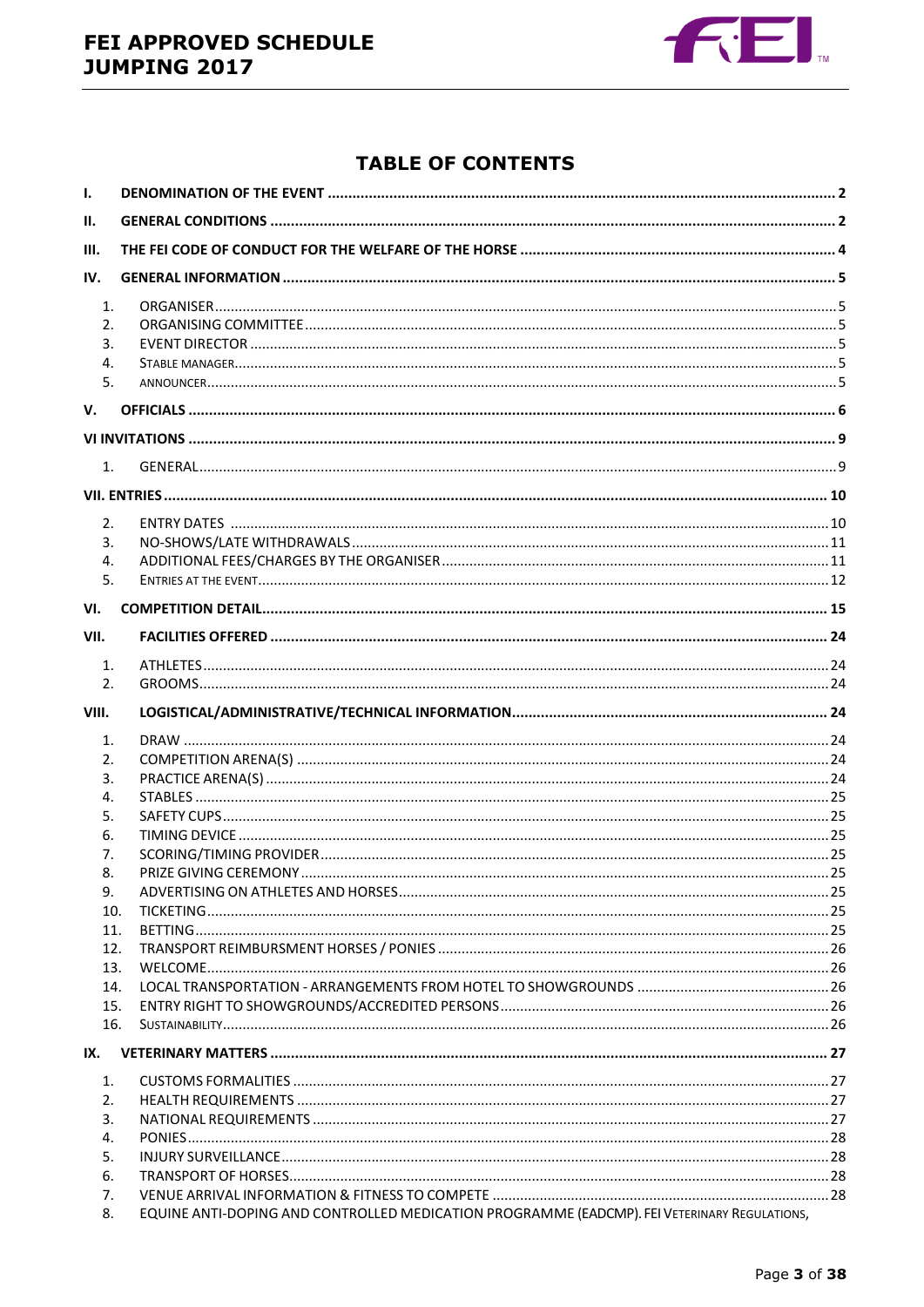## TABLE OF CONTENTS

**I. DENOMINATION OF THE EVENT** ..... 2

**II. GENERAL CONDITIONS** ..... 2

**III. THE FEI CODE OF CONDUCT FOR THE WELFARE OF THE HORSE** ..... 4

**IV. GENERAL INFORMATION** ..... 5

1. ORGANISER ..... 5
2. ORGANISING COMMITTEE ..... 5
3. EVENT DIRECTOR ..... 5
4. STABLE MANAGER ..... 5
5. ANNOUNCER ..... 5

**V. OFFICIALS** ..... 6

**VI INVITATIONS** ..... 9

1. GENERAL ..... 9

**VII. ENTRIES** ..... 10

2. ENTRY DATES ..... 10
3. NO-SHOWS/LATE WITHDRAWALS ..... 11
4. ADDITIONAL FEES/CHARGES BY THE ORGANISER ..... 11
5. ENTRIES AT THE EVENT ..... 12

**VI. COMPETITION DETAIL** ..... 15

**VII. FACILITIES OFFERED** ..... 24

1. ATHLETES ..... 24
2. GROOMS ..... 24

**VIII. LOGISTICAL/ADMINISTRATIVE/TECHNICAL INFORMATION** ..... 24

1. DRAW ..... 24
2. COMPETITION ARENA(S) ..... 24
3. PRACTICE ARENA(S) ..... 24
4. STABLES ..... 25
5. SAFETY CUPS ..... 25
6. TIMING DEVICE ..... 25
7. SCORING/TIMING PROVIDER ..... 25
8. PRIZE GIVING CEREMONY ..... 25
9. ADVERTISING ON ATHLETES AND HORSES ..... 25
10. TICKETING ..... 25
11. BETTING ..... 25
12. TRANSPORT REIMBURSMENT HORSES / PONIES ..... 26
13. WELCOME ..... 26
14. LOCAL TRANSPORTATION - ARRANGEMENTS FROM HOTEL TO SHOWGROUNDS ..... 26
15. ENTRY RIGHT TO SHOWGROUNDS/ACCREDITED PERSONS ..... 26
16. SUSTAINABILITY ..... 26

**IX. VETERINARY MATTERS** ..... 27

1. CUSTOMS FORMALITIES ..... 27
2. HEALTH REQUIREMENTS ..... 27
3. NATIONAL REQUIREMENTS ..... 27
4. PONIES ..... 28
5. INJURY SURVEILLANCE ..... 28
6. TRANSPORT OF HORSES ..... 28
7. VENUE ARRIVAL INFORMATION & FITNESS TO COMPETE ..... 28
8. EQUINE ANTI-DOPING AND CONTROLLED MEDICATION PROGRAMME (EADCMP). FEI VETERINARY REGULATIONS,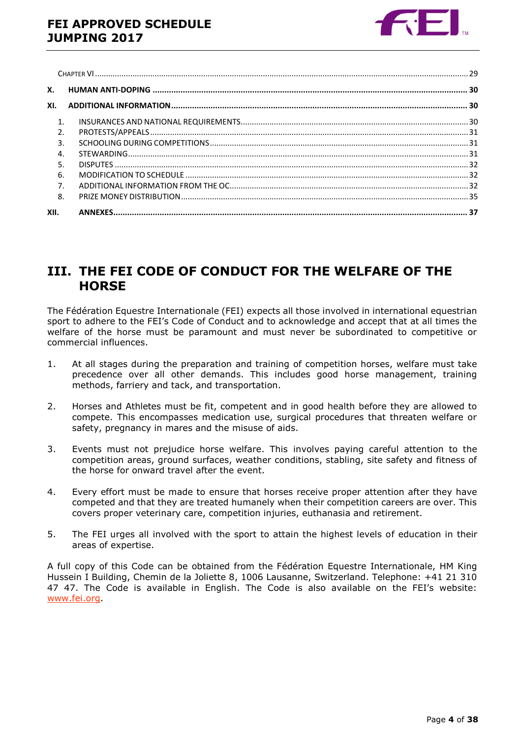CHAPTER VI ..... 29

X. HUMAN ANTI-DOPING ..... 30

XI. ADDITIONAL INFORMATION ..... 30

1. INSURANCES AND NATIONAL REQUIREMENTS ..... 30
2. PROTESTS/APPEALS ..... 31
3. SCHOOLING DURING COMPETITIONS ..... 31
4. STEWARDING ..... 31
5. DISPUTES ..... 32
6. MODIFICATION TO SCHEDULE ..... 32
7. ADDITIONAL INFORMATION FROM THE OC ..... 32
8. PRIZE MONEY DISTRIBUTION ..... 35

XII. ANNEXES ..... 37

# III. THE FEI CODE OF CONDUCT FOR THE WELFARE OF THE HORSE

The Fédération Equestre Internationale (FEI) expects all those involved in international equestrian sport to adhere to the FEI's Code of Conduct and to acknowledge and accept that at all times the welfare of the horse must be paramount and must never be subordinated to competitive or commercial influences.

1. At all stages during the preparation and training of competition horses, welfare must take precedence over all other demands. This includes good horse management, training methods, farriery and tack, and transportation.

2. Horses and Athletes must be fit, competent and in good health before they are allowed to compete. This encompasses medication use, surgical procedures that threaten welfare or safety, pregnancy in mares and the misuse of aids.

3. Events must not prejudice horse welfare. This involves paying careful attention to the competition areas, ground surfaces, weather conditions, stabling, site safety and fitness of the horse for onward travel after the event.

4. Every effort must be made to ensure that horses receive proper attention after they have competed and that they are treated humanely when their competition careers are over. This covers proper veterinary care, competition injuries, euthanasia and retirement.

5. The FEI urges all involved with the sport to attain the highest levels of education in their areas of expertise.

A full copy of this Code can be obtained from the Fédération Equestre Internationale, HM King Hussein I Building, Chemin de la Joliette 8, 1006 Lausanne, Switzerland. Telephone: +41 21 310 47 47. The Code is available in English. The Code is also available on the FEI's website: www.fei.org.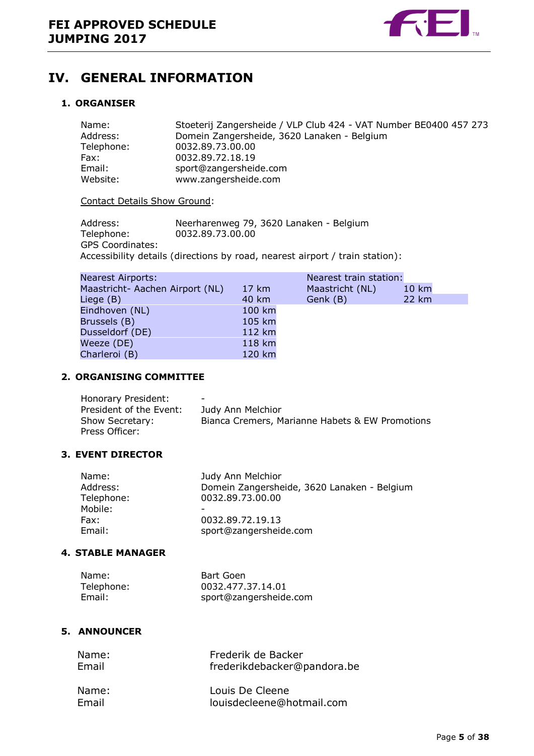# IV. GENERAL INFORMATION

## 1. ORGANISER

Name: Stoeterij Zangersheide / VLP Club 424 - VAT Number BE0400 457 273
Address: Domein Zangersheide, 3620 Lanaken - Belgium
Telephone: 0032.89.73.00.00
Fax: 0032.89.72.18.19
Email: sport@zangersheide.com
Website: www.zangersheide.com

Contact Details Show Ground:

Address: Neerharenweg 79, 3620 Lanaken - Belgium
Telephone: 0032.89.73.00.00
GPS Coordinates:
Accessibility details (directions by road, nearest airport / train station):

| Nearest Airports: | | Nearest train station: | |
|---|---|---|---|
| Maastricht- Aachen Airport (NL) | 17 km | Maastricht (NL) | 10 km |
| Liege (B) | 40 km | Genk (B) | 22 km |
| Eindhoven (NL) | 100 km | | |
| Brussels (B) | 105 km | | |
| Dusseldorf (DE) | 112 km | | |
| Weeze (DE) | 118 km | | |
| Charleroi (B) | 120 km | | |

## 2. ORGANISING COMMITTEE

Honorary President: -
President of the Event: Judy Ann Melchior
Show Secretary: Bianca Cremers, Marianne Habets & EW Promotions
Press Officer:

## 3. EVENT DIRECTOR

Name: Judy Ann Melchior
Address: Domein Zangersheide, 3620 Lanaken - Belgium
Telephone: 0032.89.73.00.00
Mobile: -
Fax: 0032.89.72.19.13
Email: sport@zangersheide.com

## 4. STABLE MANAGER

Name: Bart Goen
Telephone: 0032.477.37.14.01
Email: sport@zangersheide.com

## 5. ANNOUNCER

Name: Frederik de Backer
Email frederikdebacker@pandora.be

Name: Louis De Cleene
Email louisdecleene@hotmail.com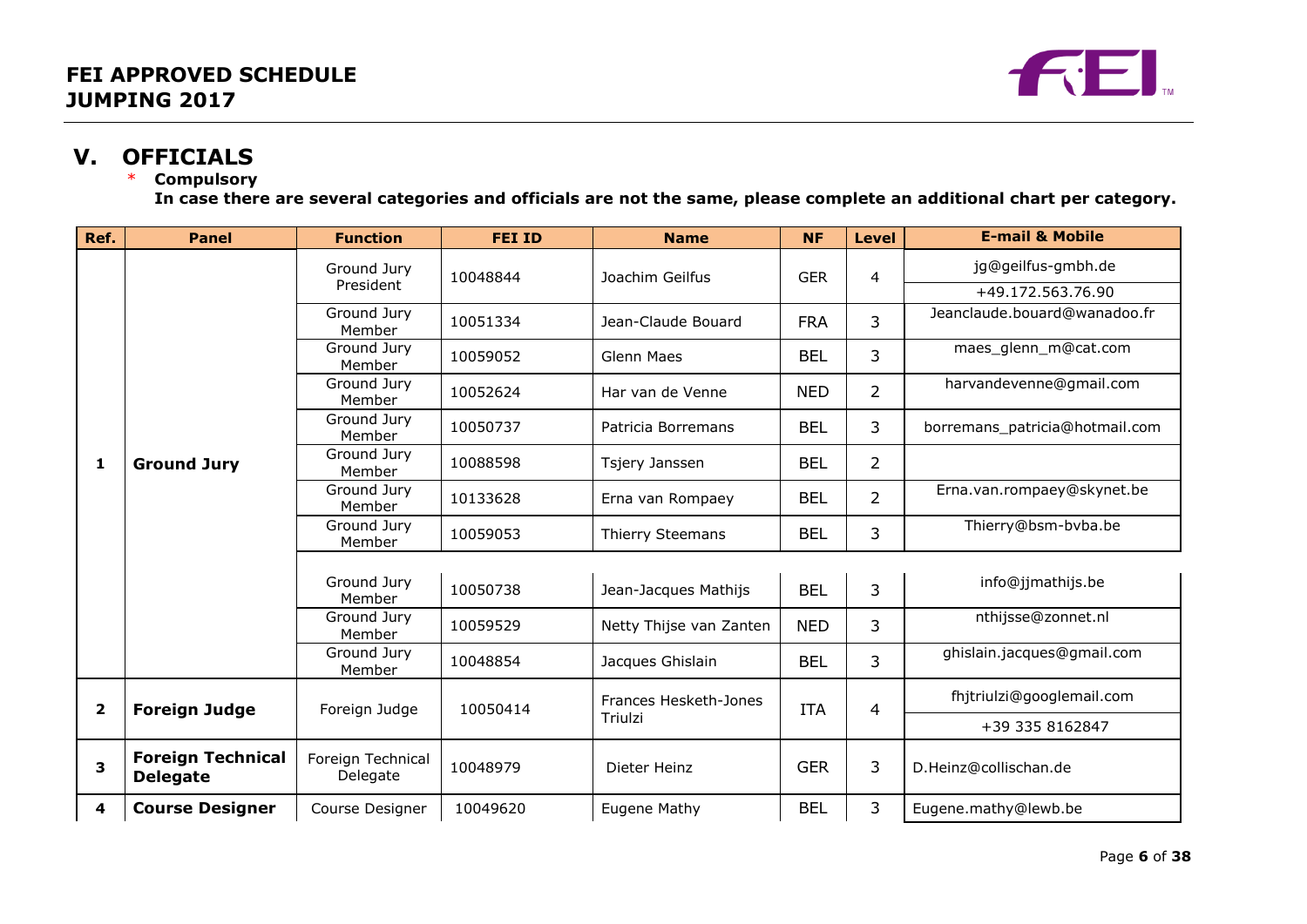# V. OFFICIALS

\* **Compulsory**

**In case there are several categories and officials are not the same, please complete an additional chart per category.**

| Ref. | Panel | Function | FEI ID | Name | NF | Level | E-mail & Mobile |
|---|---|---|---|---|---|---|---|
| 1 | Ground Jury | Ground Jury President | 10048844 | Joachim Geilfus | GER | 4 | jg@geilfus-gmbh.de<br>+49.172.563.76.90 |
| | | Ground Jury Member | 10051334 | Jean-Claude Bouard | FRA | 3 | Jeanclaude.bouard@wanadoo.fr |
| | | Ground Jury Member | 10059052 | Glenn Maes | BEL | 3 | maes_glenn_m@cat.com |
| | | Ground Jury Member | 10052624 | Har van de Venne | NED | 2 | harvandevenne@gmail.com |
| | | Ground Jury Member | 10050737 | Patricia Borremans | BEL | 3 | borremans_patricia@hotmail.com |
| | | Ground Jury Member | 10088598 | Tsjery Janssen | BEL | 2 | |
| | | Ground Jury Member | 10133628 | Erna van Rompaey | BEL | 2 | Erna.van.rompaey@skynet.be |
| | | Ground Jury Member | 10059053 | Thierry Steemans | BEL | 3 | Thierry@bsm-bvba.be |
| | | Ground Jury Member | 10050738 | Jean-Jacques Mathijs | BEL | 3 | info@jjmathijs.be |
| | | Ground Jury Member | 10059529 | Netty Thijse van Zanten | NED | 3 | nthijsse@zonnet.nl |
| | | Ground Jury Member | 10048854 | Jacques Ghislain | BEL | 3 | ghislain.jacques@gmail.com |
| 2 | Foreign Judge | Foreign Judge | 10050414 | Frances Hesketh-Jones Triulzi | ITA | 4 | fhjtriulzi@googlemail.com<br>+39 335 8162847 |
| 3 | Foreign Technical Delegate | Foreign Technical Delegate | 10048979 | Dieter Heinz | GER | 3 | D.Heinz@collischan.de |
| 4 | Course Designer | Course Designer | 10049620 | Eugene Mathy | BEL | 3 | Eugene.mathy@lewb.be |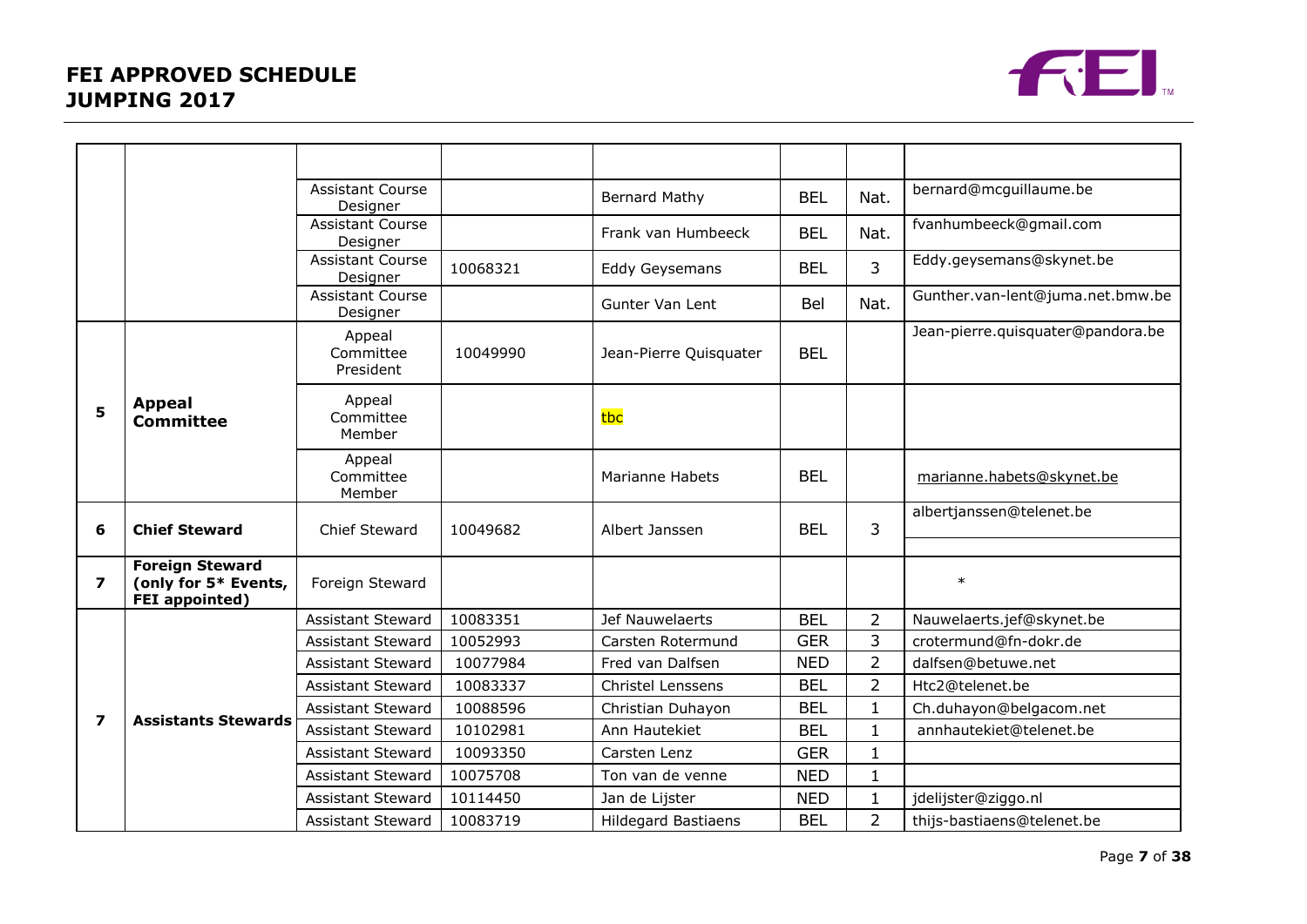| | | | | | | | |
|---|---|---|---|---|---|---|---|
| | | | | | | | |
| | | Assistant Course Designer | | Bernard Mathy | BEL | Nat. | bernard@mcguillaume.be |
| | | Assistant Course Designer | | Frank van Humbeeck | BEL | Nat. | fvanhumbeeck@gmail.com |
| | | Assistant Course Designer | 10068321 | Eddy Geysemans | BEL | 3 | Eddy.geysemans@skynet.be |
| | | Assistant Course Designer | | Gunter Van Lent | Bel | Nat. | Gunther.van-lent@juma.net.bmw.be |
| 5 | **Appeal Committee** | Appeal Committee President | 10049990 | Jean-Pierre Quisquater | BEL | | Jean-pierre.quisquater@pandora.be |
| | | Appeal Committee Member | | tbc | | | |
| | | Appeal Committee Member | | Marianne Habets | BEL | | marianne.habets@skynet.be |
| 6 | **Chief Steward** | Chief Steward | 10049682 | Albert Janssen | BEL | 3 | albertjanssen@telenet.be |
| 7 | **Foreign Steward (only for 5* Events, FEI appointed)** | Foreign Steward | | | | | * |
| 7 | **Assistants Stewards** | Assistant Steward | 10083351 | Jef Nauwelaerts | BEL | 2 | Nauwelaerts.jef@skynet.be |
| | | Assistant Steward | 10052993 | Carsten Rotermund | GER | 3 | crotermund@fn-dokr.de |
| | | Assistant Steward | 10077984 | Fred van Dalfsen | NED | 2 | dalfsen@betuwe.net |
| | | Assistant Steward | 10083337 | Christel Lenssens | BEL | 2 | Htc2@telenet.be |
| | | Assistant Steward | 10088596 | Christian Duhayon | BEL | 1 | Ch.duhayon@belgacom.net |
| | | Assistant Steward | 10102981 | Ann Hautekiet | BEL | 1 | annhautekiet@telenet.be |
| | | Assistant Steward | 10093350 | Carsten Lenz | GER | 1 | |
| | | Assistant Steward | 10075708 | Ton van de venne | NED | 1 | |
| | | Assistant Steward | 10114450 | Jan de Lijster | NED | 1 | jdelijster@ziggo.nl |
| | | Assistant Steward | 10083719 | Hildegard Bastiaens | BEL | 2 | thijs-bastiaens@telenet.be |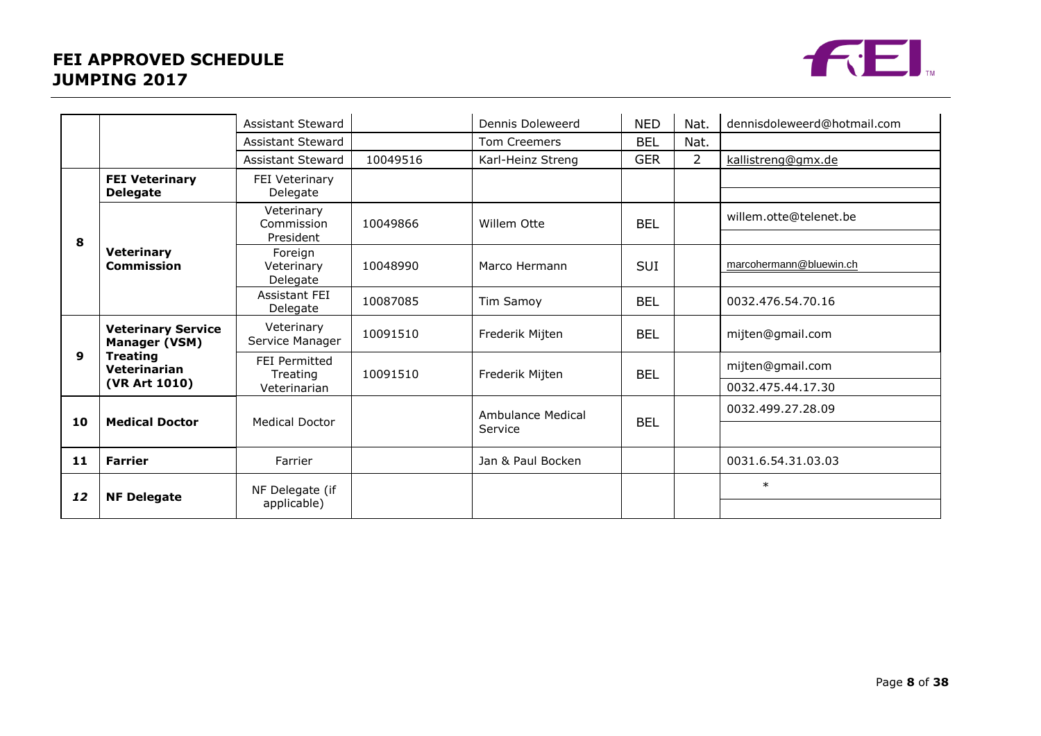| | | | | | | | |
|---|---|---|---|---|---|---|---|
| | | Assistant Steward | | Dennis Doleweerd | NED | Nat. | dennisdoleweerd@hotmail.com |
| | | Assistant Steward | | Tom Creemers | BEL | Nat. | |
| | | Assistant Steward | 10049516 | Karl-Heinz Streng | GER | 2 | kallistreng@gmx.de |
| 8 | **FEI Veterinary Delegate** | FEI Veterinary Delegate | | | | | |
| | **Veterinary Commission** | Veterinary Commission President | 10049866 | Willem Otte | BEL | | willem.otte@telenet.be |
| | | Foreign Veterinary Delegate | 10048990 | Marco Hermann | SUI | | marcohermann@bluewin.ch |
| | | Assistant FEI Delegate | 10087085 | Tim Samoy | BEL | | 0032.476.54.70.16 |
| 9 | **Veterinary Service Manager (VSM)** | Veterinary Service Manager | 10091510 | Frederik Mijten | BEL | | mijten@gmail.com |
| | **Treating Veterinarian (VR Art 1010)** | FEI Permitted Treating Veterinarian | 10091510 | Frederik Mijten | BEL | | mijten@gmail.com<br>0032.475.44.17.30 |
| 10 | **Medical Doctor** | Medical Doctor | | Ambulance Medical Service | BEL | | 0032.499.27.28.09 |
| 11 | **Farrier** | Farrier | | Jan & Paul Bocken | | | 0031.6.54.31.03.03 |
| *12* | **NF Delegate** | NF Delegate (if applicable) | | | | | * |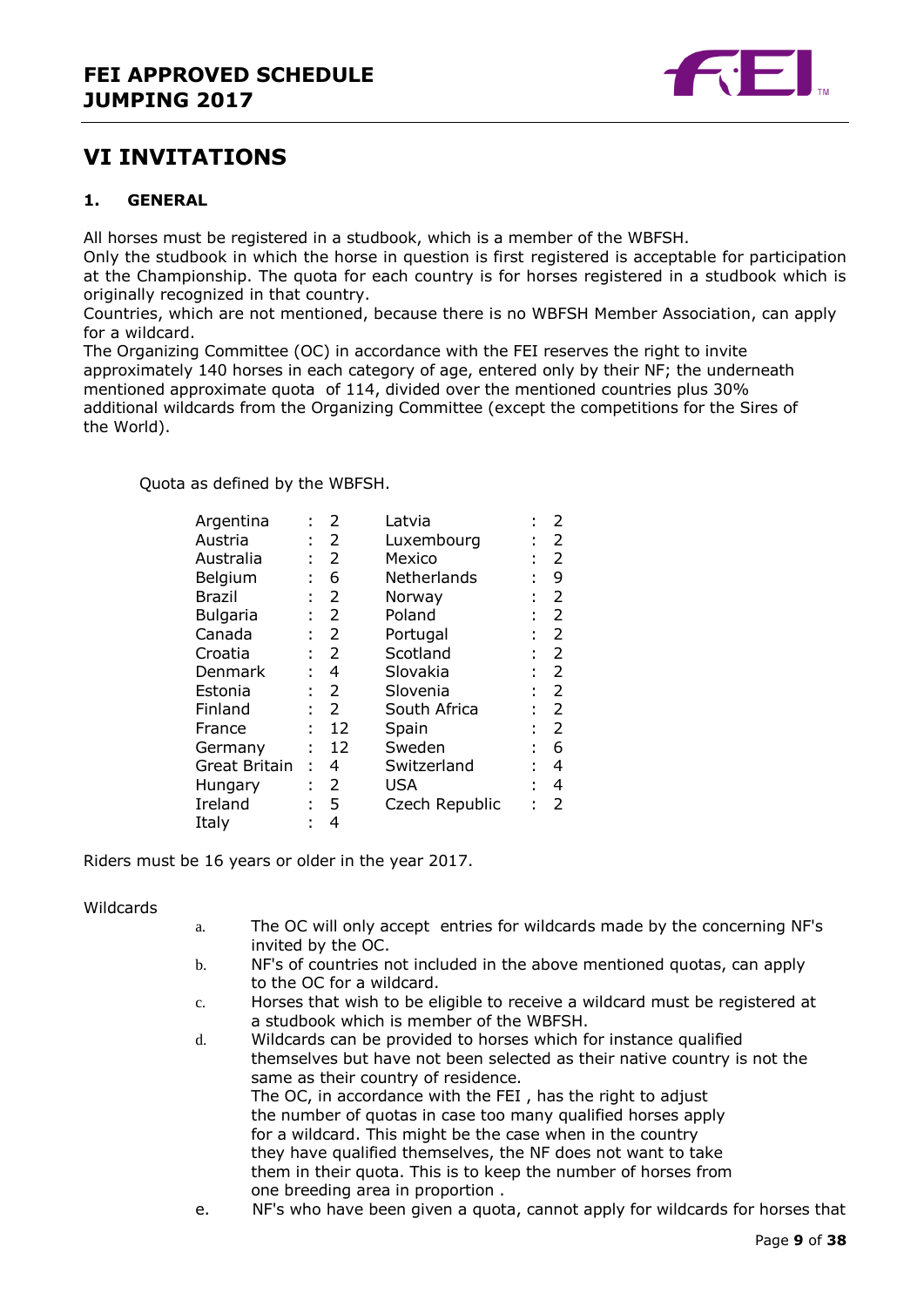# VI INVITATIONS

## 1. GENERAL

All horses must be registered in a studbook, which is a member of the WBFSH.
Only the studbook in which the horse in question is first registered is acceptable for participation at the Championship. The quota for each country is for horses registered in a studbook which is originally recognized in that country.
Countries, which are not mentioned, because there is no WBFSH Member Association, can apply for a wildcard.
The Organizing Committee (OC) in accordance with the FEI reserves the right to invite approximately 140 horses in each category of age, entered only by their NF; the underneath mentioned approximate quota of 114, divided over the mentioned countries plus 30% additional wildcards from the Organizing Committee (except the competitions for the Sires of the World).

Quota as defined by the WBFSH.

| Country | | Quota | Country | | Quota |
|---|---|---|---|---|---|
| Argentina | : | 2 | Latvia | : | 2 |
| Austria | : | 2 | Luxembourg | : | 2 |
| Australia | : | 2 | Mexico | : | 2 |
| Belgium | : | 6 | Netherlands | : | 9 |
| Brazil | : | 2 | Norway | : | 2 |
| Bulgaria | : | 2 | Poland | : | 2 |
| Canada | : | 2 | Portugal | : | 2 |
| Croatia | : | 2 | Scotland | : | 2 |
| Denmark | : | 4 | Slovakia | : | 2 |
| Estonia | : | 2 | Slovenia | : | 2 |
| Finland | : | 2 | South Africa | : | 2 |
| France | : | 12 | Spain | : | 2 |
| Germany | : | 12 | Sweden | : | 6 |
| Great Britain | : | 4 | Switzerland | : | 4 |
| Hungary | : | 2 | USA | : | 4 |
| Ireland | : | 5 | Czech Republic | : | 2 |
| Italy | : | 4 | | | |

Riders must be 16 years or older in the year 2017.

Wildcards

a. The OC will only accept entries for wildcards made by the concerning NF's invited by the OC.

b. NF's of countries not included in the above mentioned quotas, can apply to the OC for a wildcard.

c. Horses that wish to be eligible to receive a wildcard must be registered at a studbook which is member of the WBFSH.

d. Wildcards can be provided to horses which for instance qualified themselves but have not been selected as their native country is not the same as their country of residence.
The OC, in accordance with the FEI , has the right to adjust the number of quotas in case too many qualified horses apply for a wildcard. This might be the case when in the country they have qualified themselves, the NF does not want to take them in their quota. This is to keep the number of horses from one breeding area in proportion .

e. NF's who have been given a quota, cannot apply for wildcards for horses that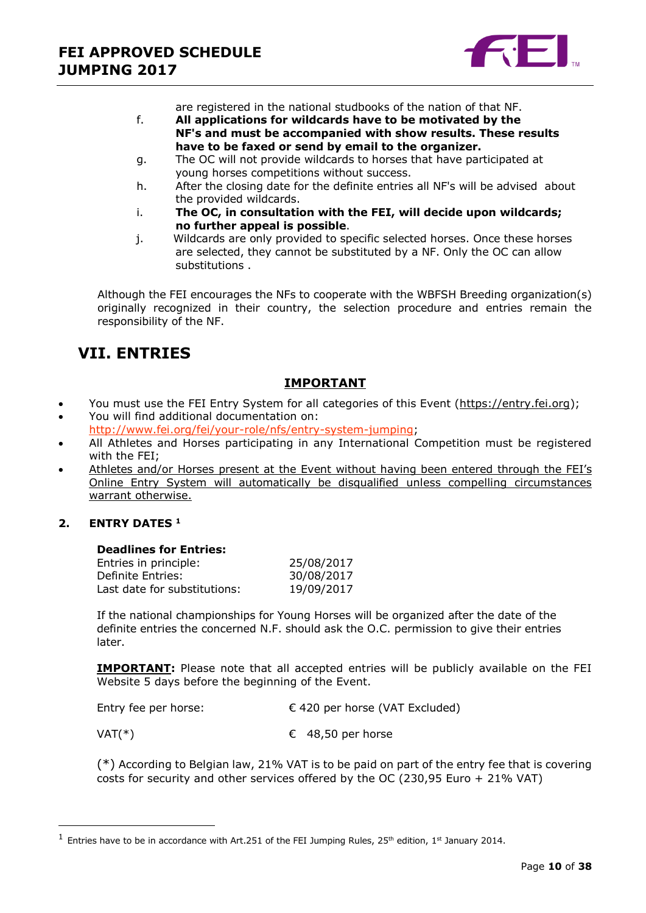are registered in the national studbooks of the nation of that NF.

f. **All applications for wildcards have to be motivated by the NF's and must be accompanied with show results. These results have to be faxed or send by email to the organizer.**

g. The OC will not provide wildcards to horses that have participated at young horses competitions without success.

h. After the closing date for the definite entries all NF's will be advised about the provided wildcards.

i. **The OC, in consultation with the FEI, will decide upon wildcards; no further appeal is possible**.

j. Wildcards are only provided to specific selected horses. Once these horses are selected, they cannot be substituted by a NF. Only the OC can allow substitutions .

Although the FEI encourages the NFs to cooperate with the WBFSH Breeding organization(s) originally recognized in their country, the selection procedure and entries remain the responsibility of the NF.

# VII. ENTRIES

**IMPORTANT**

- You must use the FEI Entry System for all categories of this Event (https://entry.fei.org);
- You will find additional documentation on: http://www.fei.org/fei/your-role/nfs/entry-system-jumping;
- All Athletes and Horses participating in any International Competition must be registered with the FEI;
- Athletes and/or Horses present at the Event without having been entered through the FEI's Online Entry System will automatically be disqualified unless compelling circumstances warrant otherwise.

## 2. ENTRY DATES [1]

**Deadlines for Entries:**

| | |
|---|---|
| Entries in principle: | 25/08/2017 |
| Definite Entries: | 30/08/2017 |
| Last date for substitutions: | 19/09/2017 |

If the national championships for Young Horses will be organized after the date of the definite entries the concerned N.F. should ask the O.C. permission to give their entries later.

**IMPORTANT:** Please note that all accepted entries will be publicly available on the FEI Website 5 days before the beginning of the Event.

| | |
|---|---|
| Entry fee per horse: | € 420 per horse (VAT Excluded) |
| VAT(*) | € 48,50 per horse |

(*) According to Belgian law, 21% VAT is to be paid on part of the entry fee that is covering costs for security and other services offered by the OC (230,95 Euro + 21% VAT)

[1] Entries have to be in accordance with Art.251 of the FEI Jumping Rules, 25th edition, 1st January 2014.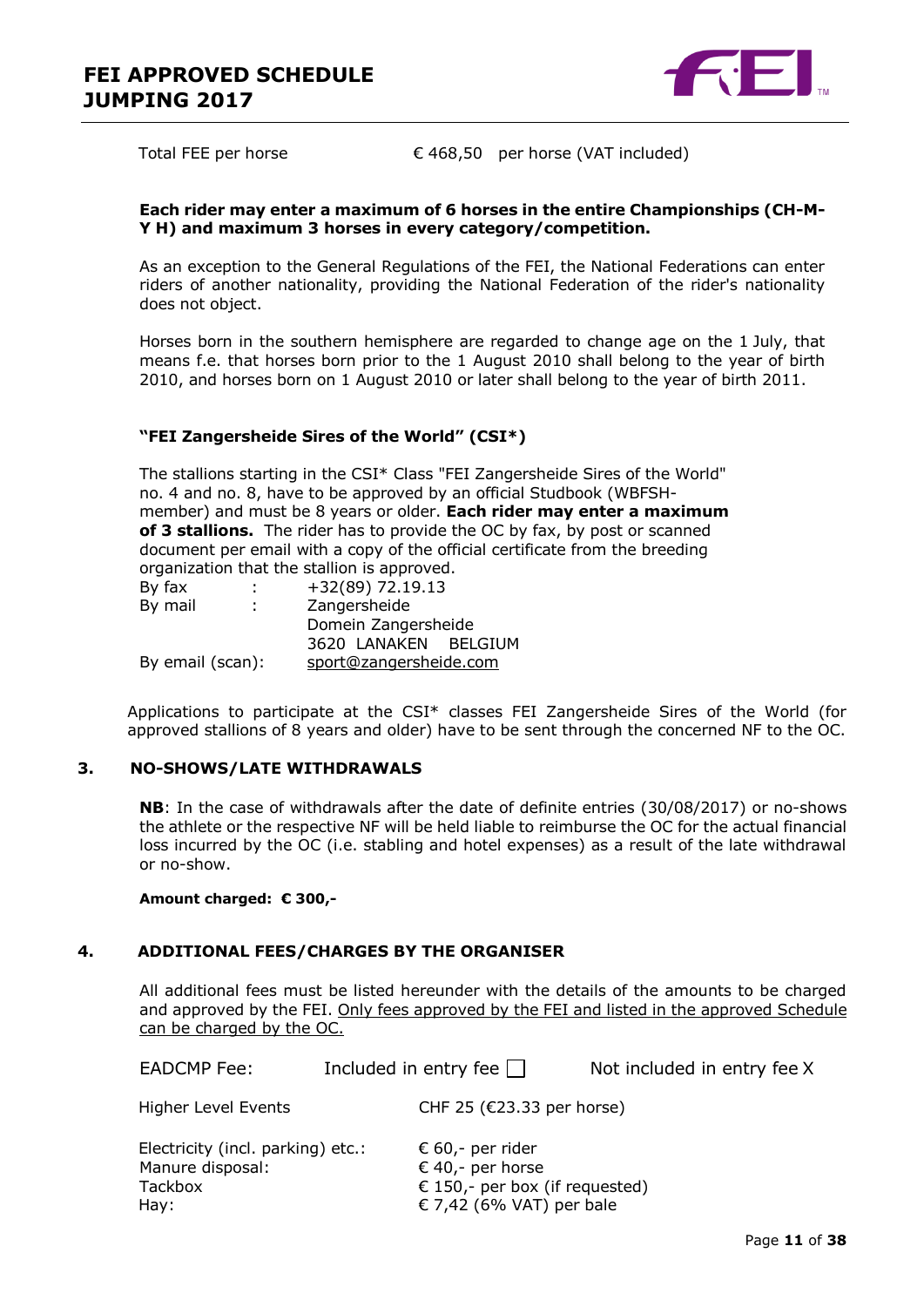Total FEE per horse € 468,50 per horse (VAT included)

**Each rider may enter a maximum of 6 horses in the entire Championships (CH-M-Y H) and maximum 3 horses in every category/competition.**

As an exception to the General Regulations of the FEI, the National Federations can enter riders of another nationality, providing the National Federation of the rider's nationality does not object.

Horses born in the southern hemisphere are regarded to change age on the 1 July, that means f.e. that horses born prior to the 1 August 2010 shall belong to the year of birth 2010, and horses born on 1 August 2010 or later shall belong to the year of birth 2011.

**"FEI Zangersheide Sires of the World" (CSI*)**

The stallions starting in the CSI* Class "FEI Zangersheide Sires of the World" no. 4 and no. 8, have to be approved by an official Studbook (WBFSH-member) and must be 8 years or older. **Each rider may enter a maximum of 3 stallions.** The rider has to provide the OC by fax, by post or scanned document per email with a copy of the official certificate from the breeding organization that the stallion is approved.

| | |
|---|---|
| By fax : | +32(89) 72.19.13 |
| By mail : | Zangersheide<br>Domein Zangersheide<br>3620 LANAKEN BELGIUM |
| By email (scan): | sport@zangersheide.com |

Applications to participate at the CSI* classes FEI Zangersheide Sires of the World (for approved stallions of 8 years and older) have to be sent through the concerned NF to the OC.

## 3. NO-SHOWS/LATE WITHDRAWALS

**NB**: In the case of withdrawals after the date of definite entries (30/08/2017) or no-shows the athlete or the respective NF will be held liable to reimburse the OC for the actual financial loss incurred by the OC (i.e. stabling and hotel expenses) as a result of the late withdrawal or no-show.

**Amount charged: € 300,-**

## 4. ADDITIONAL FEES/CHARGES BY THE ORGANISER

All additional fees must be listed hereunder with the details of the amounts to be charged and approved by the FEI. Only fees approved by the FEI and listed in the approved Schedule can be charged by the OC.

EADCMP Fee: Included in entry fee ☐ Not included in entry fee X

| | |
|---|---|
| Higher Level Events | CHF 25 (€23.33 per horse) |
| Electricity (incl. parking) etc.: | € 60,- per rider |
| Manure disposal: | € 40,- per horse |
| Tackbox | € 150,- per box (if requested) |
| Hay: | € 7,42 (6% VAT) per bale |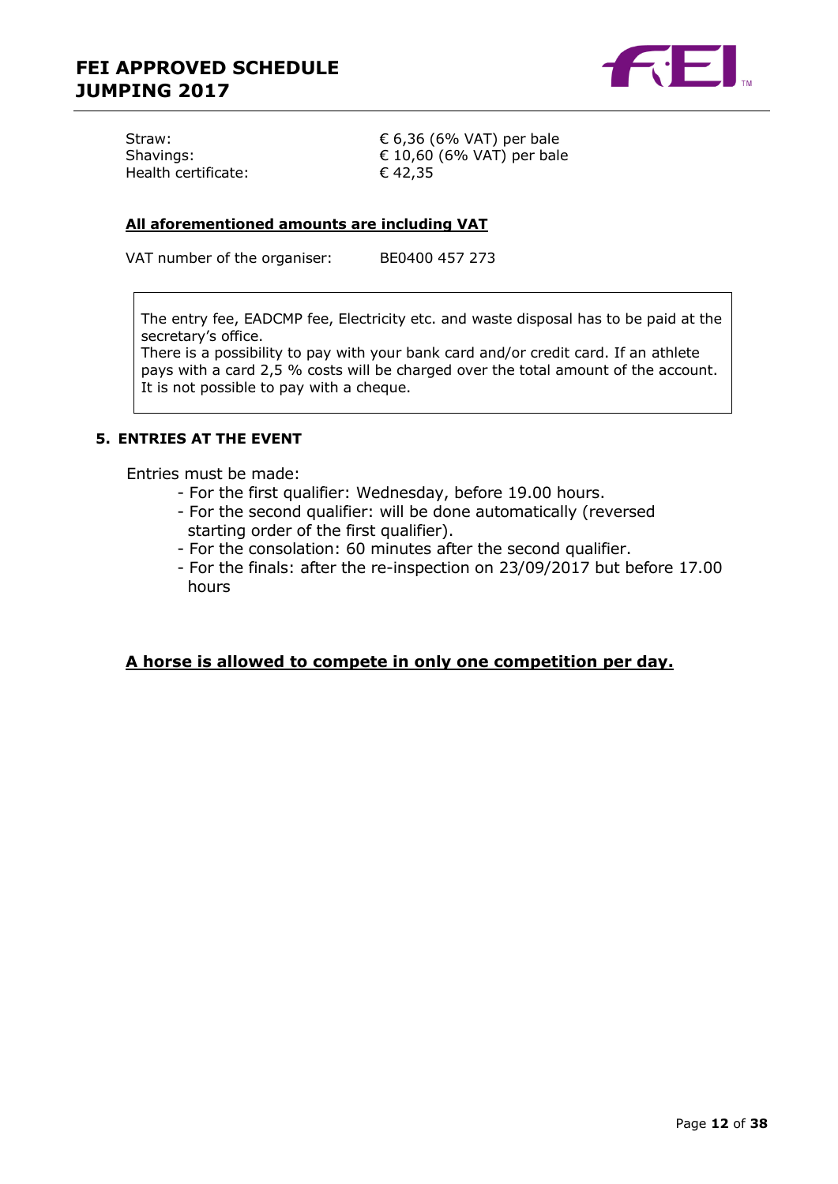| | |
|---|---|
| Straw: | € 6,36 (6% VAT) per bale |
| Shavings: | € 10,60 (6% VAT) per bale |
| Health certificate: | € 42,35 |

**All aforementioned amounts are including VAT**

VAT number of the organiser: BE0400 457 273

> The entry fee, EADCMP fee, Electricity etc. and waste disposal has to be paid at the secretary's office.
> There is a possibility to pay with your bank card and/or credit card. If an athlete pays with a card 2,5 % costs will be charged over the total amount of the account. It is not possible to pay with a cheque.

## 5. ENTRIES AT THE EVENT

Entries must be made:

- For the first qualifier: Wednesday, before 19.00 hours.
- For the second qualifier: will be done automatically (reversed starting order of the first qualifier).
- For the consolation: 60 minutes after the second qualifier.
- For the finals: after the re-inspection on 23/09/2017 but before 17.00 hours

**A horse is allowed to compete in only one competition per day.**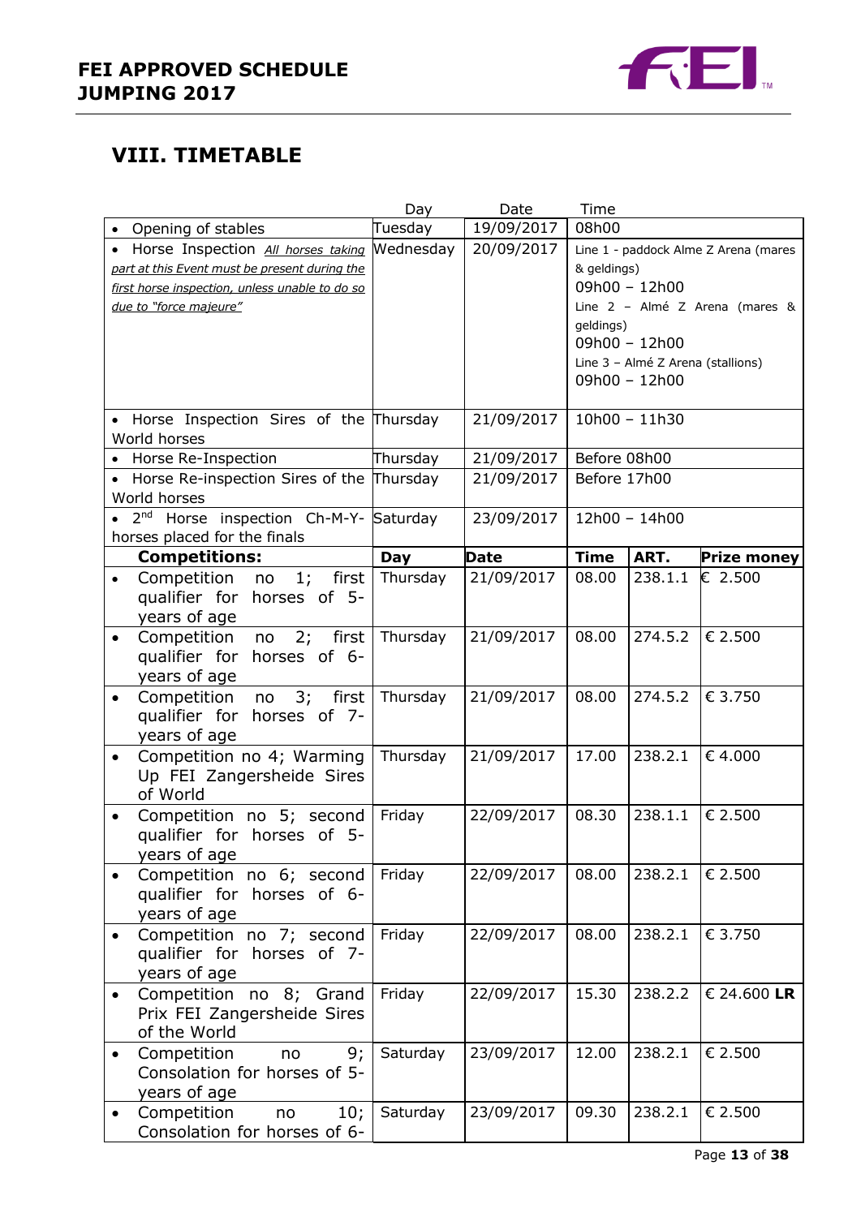## VIII. TIMETABLE

| | Day | Date | Time | | |
|---|---|---|---|---|---|
| • Opening of stables | Tuesday | 19/09/2017 | 08h00 | | |
| • Horse Inspection *All horses taking part at this Event must be present during the first horse inspection, unless unable to do so due to "force majeure"* | Wednesday | 20/09/2017 | Line 1 - paddock Alme Z Arena (mares & geldings) 09h00 – 12h00 Line 2 – Almé Z Arena (mares & geldings) 09h00 – 12h00 Line 3 – Almé Z Arena (stallions) 09h00 – 12h00 | | |
| • Horse Inspection Sires of the World horses | Thursday | 21/09/2017 | 10h00 – 11h30 | | |
| • Horse Re-Inspection | Thursday | 21/09/2017 | Before 08h00 | | |
| • Horse Re-inspection Sires of the World horses | Thursday | 21/09/2017 | Before 17h00 | | |
| • 2nd Horse inspection Ch-M-Y-horses placed for the finals | Saturday | 23/09/2017 | 12h00 – 14h00 | | |
| **Competitions:** | **Day** | **Date** | **Time** | **ART.** | **Prize money** |
| • Competition no 1; first qualifier for horses of 5-years of age | Thursday | 21/09/2017 | 08.00 | 238.1.1 | € 2.500 |
| • Competition no 2; first qualifier for horses of 6-years of age | Thursday | 21/09/2017 | 08.00 | 274.5.2 | € 2.500 |
| • Competition no 3; first qualifier for horses of 7-years of age | Thursday | 21/09/2017 | 08.00 | 274.5.2 | € 3.750 |
| • Competition no 4; Warming Up FEI Zangersheide Sires of World | Thursday | 21/09/2017 | 17.00 | 238.2.1 | € 4.000 |
| • Competition no 5; second qualifier for horses of 5-years of age | Friday | 22/09/2017 | 08.30 | 238.1.1 | € 2.500 |
| • Competition no 6; second qualifier for horses of 6-years of age | Friday | 22/09/2017 | 08.00 | 238.2.1 | € 2.500 |
| • Competition no 7; second qualifier for horses of 7-years of age | Friday | 22/09/2017 | 08.00 | 238.2.1 | € 3.750 |
| • Competition no 8; Grand Prix FEI Zangersheide Sires of the World | Friday | 22/09/2017 | 15.30 | 238.2.2 | € 24.600 **LR** |
| • Competition no 9; Consolation for horses of 5-years of age | Saturday | 23/09/2017 | 12.00 | 238.2.1 | € 2.500 |
| • Competition no 10; Consolation for horses of 6- | Saturday | 23/09/2017 | 09.30 | 238.2.1 | € 2.500 |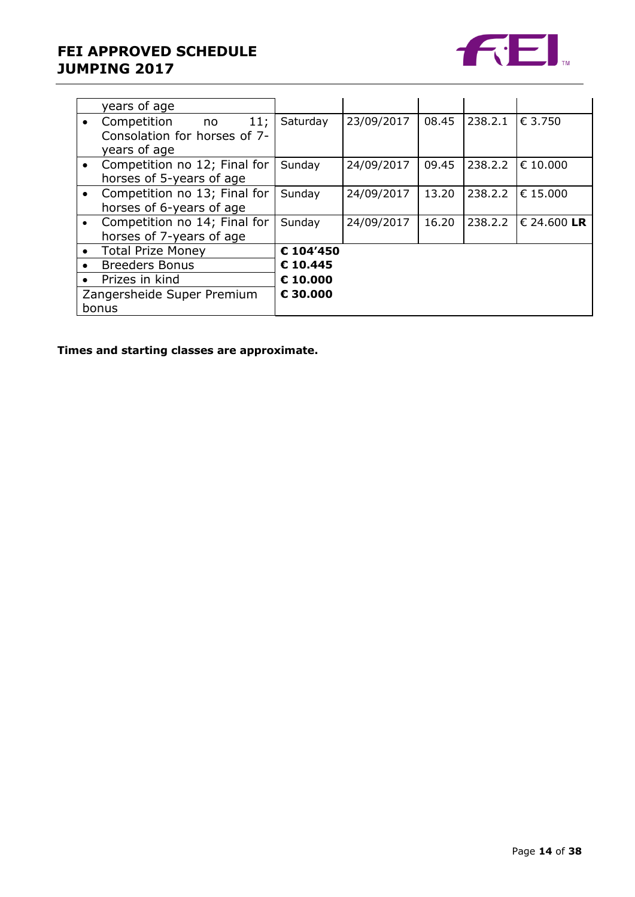| | | | | | |
|---|---|---|---|---|---|
| years of age | | | | | |
| • Competition no 11; Consolation for horses of 7-years of age | Saturday | 23/09/2017 | 08.45 | 238.2.1 | € 3.750 |
| • Competition no 12; Final for horses of 5-years of age | Sunday | 24/09/2017 | 09.45 | 238.2.2 | € 10.000 |
| • Competition no 13; Final for horses of 6-years of age | Sunday | 24/09/2017 | 13.20 | 238.2.2 | € 15.000 |
| • Competition no 14; Final for horses of 7-years of age | Sunday | 24/09/2017 | 16.20 | 238.2.2 | € 24.600 **LR** |
| • Total Prize Money | **€ 104'450** | | | | |
| • Breeders Bonus | **€ 10.445** | | | | |
| • Prizes in kind | **€ 10.000** | | | | |
| Zangersheide Super Premium bonus | **€ 30.000** | | | | |

**Times and starting classes are approximate.**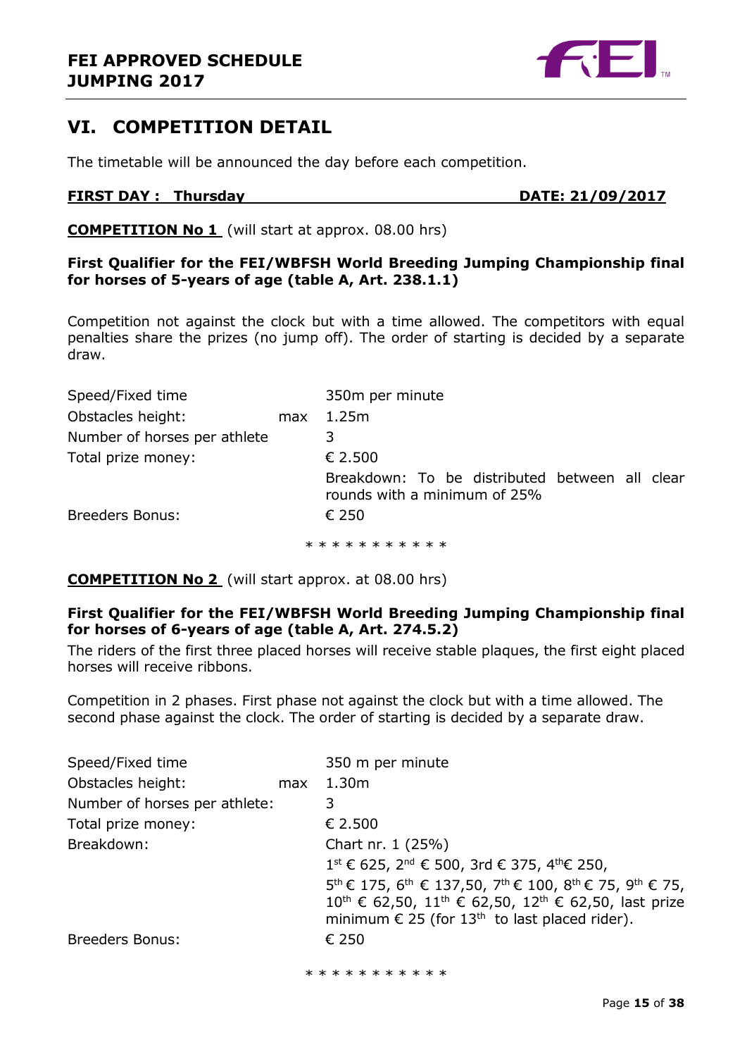## VI. COMPETITION DETAIL

The timetable will be announced the day before each competition.

**FIRST DAY : Thursday DATE: 21/09/2017**

**COMPETITION No 1** (will start at approx. 08.00 hrs)

**First Qualifier for the FEI/WBFSH World Breeding Jumping Championship final for horses of 5-years of age (table A, Art. 238.1.1)**

Competition not against the clock but with a time allowed. The competitors with equal penalties share the prizes (no jump off). The order of starting is decided by a separate draw.

| | |
|---|---|
| Speed/Fixed time | 350m per minute |
| Obstacles height: max | 1.25m |
| Number of horses per athlete | 3 |
| Total prize money: | € 2.500 |
| | Breakdown: To be distributed between all clear rounds with a minimum of 25% |
| Breeders Bonus: | € 250 |

* * * * * * * * * * *

**COMPETITION No 2** (will start approx. at 08.00 hrs)

**First Qualifier for the FEI/WBFSH World Breeding Jumping Championship final for horses of 6-years of age (table A, Art. 274.5.2)**

The riders of the first three placed horses will receive stable plaques, the first eight placed horses will receive ribbons.

Competition in 2 phases. First phase not against the clock but with a time allowed. The second phase against the clock. The order of starting is decided by a separate draw.

| | |
|---|---|
| Speed/Fixed time | 350 m per minute |
| Obstacles height: max | 1.30m |
| Number of horses per athlete: | 3 |
| Total prize money: | € 2.500 |
| Breakdown: | Chart nr. 1 (25%) |
| | 1st € 625, 2nd € 500, 3rd € 375, 4th € 250, |
| | 5th € 175, 6th € 137,50, 7th € 100, 8th € 75, 9th € 75, 10th € 62,50, 11th € 62,50, 12th € 62,50, last prize minimum € 25 (for 13th to last placed rider). |
| Breeders Bonus: | € 250 |

* * * * * * * * * * *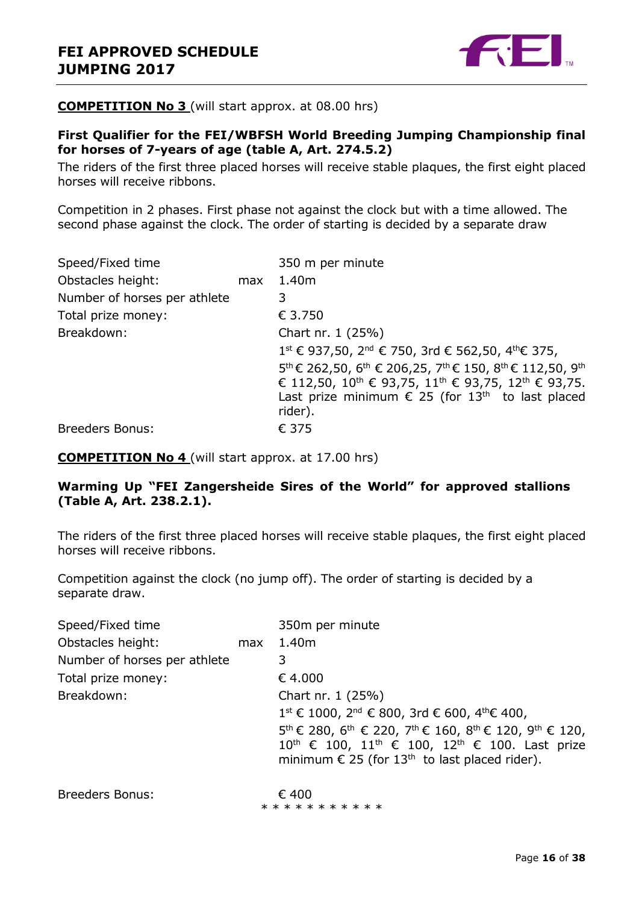**COMPETITION No 3** (will start approx. at 08.00 hrs)

**First Qualifier for the FEI/WBFSH World Breeding Jumping Championship final for horses of 7-years of age (table A, Art. 274.5.2)**

The riders of the first three placed horses will receive stable plaques, the first eight placed horses will receive ribbons.

Competition in 2 phases. First phase not against the clock but with a time allowed. The second phase against the clock. The order of starting is decided by a separate draw

| | | |
|---|---|---|
| Speed/Fixed time | | 350 m per minute |
| Obstacles height: | max | 1.40m |
| Number of horses per athlete | | 3 |
| Total prize money: | | € 3.750 |
| Breakdown: | | Chart nr. 1 (25%)<br>1st € 937,50, 2nd € 750, 3rd € 562,50, 4th € 375,<br>5th € 262,50, 6th € 206,25, 7th € 150, 8th € 112,50, 9th € 112,50, 10th € 93,75, 11th € 93,75, 12th € 93,75. Last prize minimum € 25 (for 13th to last placed rider). |
| Breeders Bonus: | | € 375 |

**COMPETITION No 4** (will start approx. at 17.00 hrs)

**Warming Up "FEI Zangersheide Sires of the World" for approved stallions (Table A, Art. 238.2.1).**

The riders of the first three placed horses will receive stable plaques, the first eight placed horses will receive ribbons.

Competition against the clock (no jump off). The order of starting is decided by a separate draw.

| | | |
|---|---|---|
| Speed/Fixed time | | 350m per minute |
| Obstacles height: | max | 1.40m |
| Number of horses per athlete | | 3 |
| Total prize money: | | € 4.000 |
| Breakdown: | | Chart nr. 1 (25%)<br>1st € 1000, 2nd € 800, 3rd € 600, 4th € 400,<br>5th € 280, 6th € 220, 7th € 160, 8th € 120, 9th € 120, 10th € 100, 11th € 100, 12th € 100. Last prize minimum € 25 (for 13th to last placed rider). |
| Breeders Bonus: | | € 400 |

* * * * * * * * * * *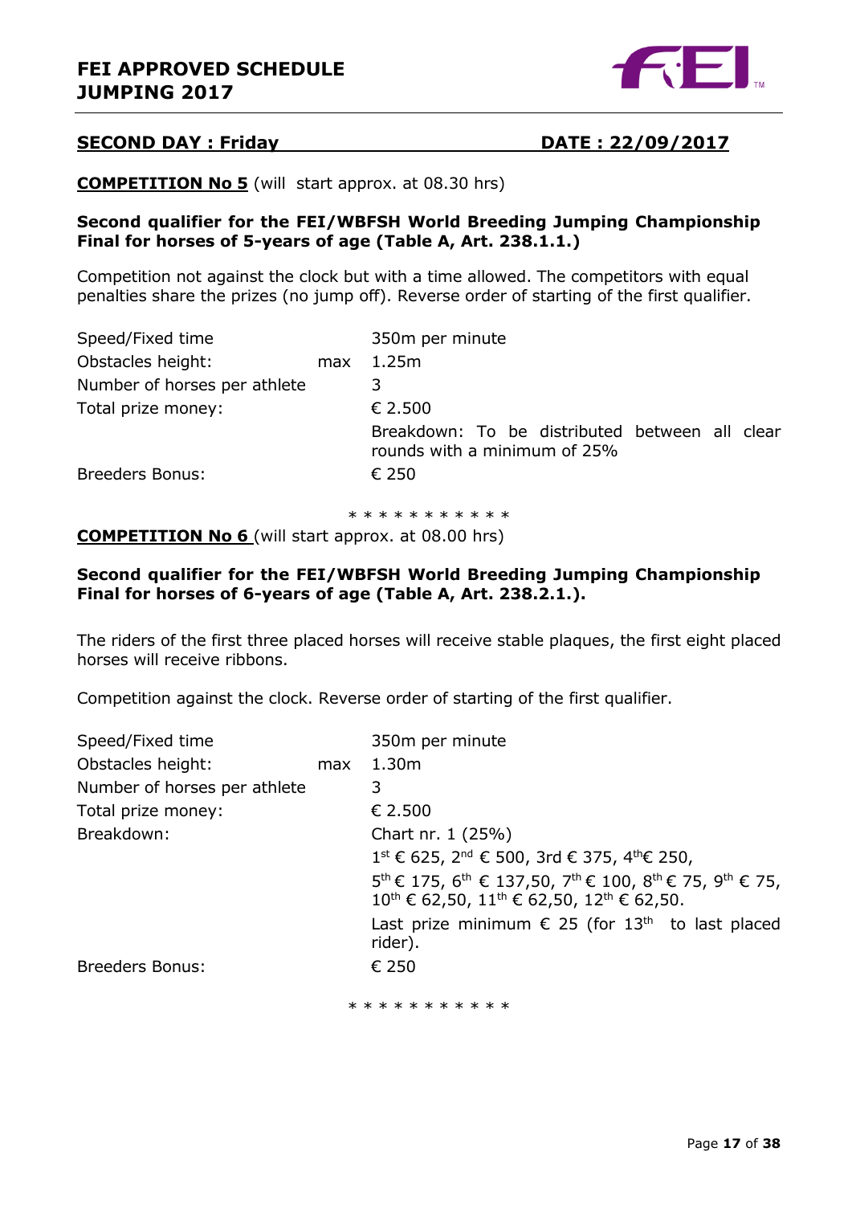**SECOND DAY : Friday** **DATE : 22/09/2017**

**COMPETITION No 5** (will start approx. at 08.30 hrs)

**Second qualifier for the FEI/WBFSH World Breeding Jumping Championship Final for horses of 5-years of age (Table A, Art. 238.1.1.)**

Competition not against the clock but with a time allowed. The competitors with equal penalties share the prizes (no jump off). Reverse order of starting of the first qualifier.

| | | |
|---|---|---|
| Speed/Fixed time | | 350m per minute |
| Obstacles height: | max | 1.25m |
| Number of horses per athlete | | 3 |
| Total prize money: | | € 2.500 |
| | | Breakdown: To be distributed between all clear rounds with a minimum of 25% |
| Breeders Bonus: | | € 250 |

\* \* \* \* \* \* \* \* \* \* \*

**COMPETITION No 6** (will start approx. at 08.00 hrs)

**Second qualifier for the FEI/WBFSH World Breeding Jumping Championship Final for horses of 6-years of age (Table A, Art. 238.2.1.).**

The riders of the first three placed horses will receive stable plaques, the first eight placed horses will receive ribbons.

Competition against the clock. Reverse order of starting of the first qualifier.

| | | |
|---|---|---|
| Speed/Fixed time | | 350m per minute |
| Obstacles height: | max | 1.30m |
| Number of horses per athlete | | 3 |
| Total prize money: | | € 2.500 |
| Breakdown: | | Chart nr. 1 (25%) |
| | | 1st € 625, 2nd € 500, 3rd € 375, 4th € 250, |
| | | 5th € 175, 6th € 137,50, 7th € 100, 8th € 75, 9th € 75, 10th € 62,50, 11th € 62,50, 12th € 62,50. |
| | | Last prize minimum € 25 (for 13th to last placed rider). |
| Breeders Bonus: | | € 250 |

\* \* \* \* \* \* \* \* \* \* \*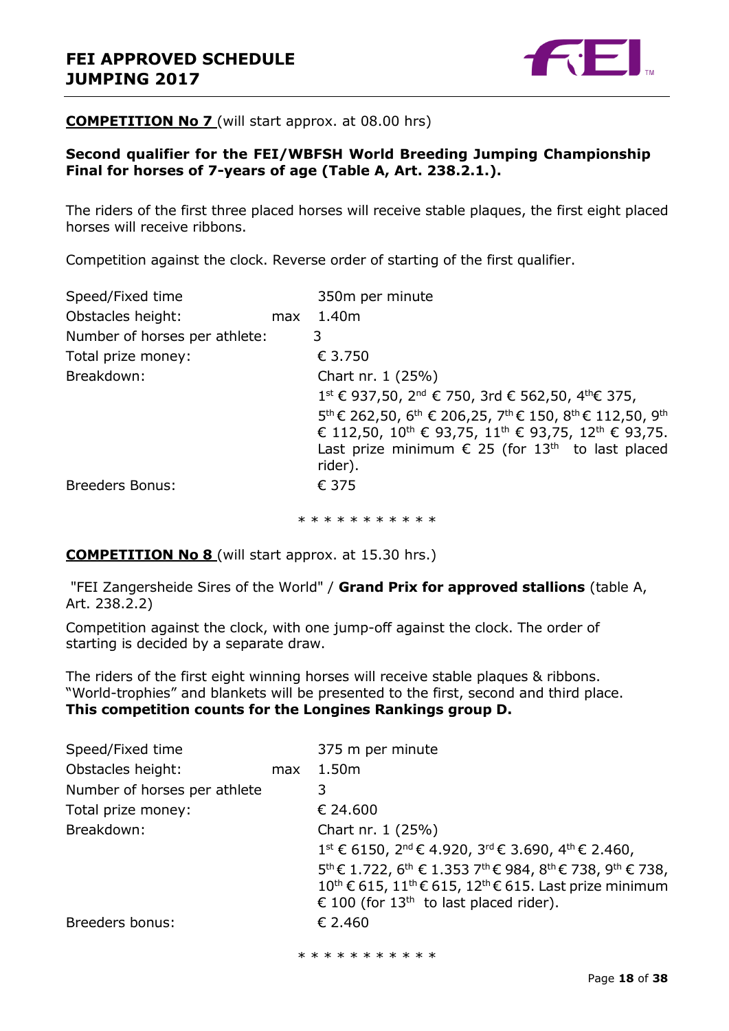**COMPETITION No 7** (will start approx. at 08.00 hrs)

**Second qualifier for the FEI/WBFSH World Breeding Jumping Championship Final for horses of 7-years of age (Table A, Art. 238.2.1.).**

The riders of the first three placed horses will receive stable plaques, the first eight placed horses will receive ribbons.

Competition against the clock. Reverse order of starting of the first qualifier.

| | |
|---|---|
| Speed/Fixed time | 350m per minute |
| Obstacles height: max | 1.40m |
| Number of horses per athlete: | 3 |
| Total prize money: | € 3.750 |
| Breakdown: | Chart nr. 1 (25%)<br>1st € 937,50, 2nd € 750, 3rd € 562,50, 4th€ 375, 5th € 262,50, 6th € 206,25, 7th € 150, 8th € 112,50, 9th € 112,50, 10th € 93,75, 11th € 93,75, 12th € 93,75. Last prize minimum € 25 (for 13th to last placed rider). |
| Breeders Bonus: | € 375 |

\* \* \* \* \* \* \* \* \* \* \*

**COMPETITION No 8** (will start approx. at 15.30 hrs.)

"FEI Zangersheide Sires of the World" / **Grand Prix for approved stallions** (table A, Art. 238.2.2)

Competition against the clock, with one jump-off against the clock. The order of starting is decided by a separate draw.

The riders of the first eight winning horses will receive stable plaques & ribbons. "World-trophies" and blankets will be presented to the first, second and third place.
**This competition counts for the Longines Rankings group D.**

| | |
|---|---|
| Speed/Fixed time | 375 m per minute |
| Obstacles height: max | 1.50m |
| Number of horses per athlete | 3 |
| Total prize money: | € 24.600 |
| Breakdown: | Chart nr. 1 (25%)<br>1st € 6150, 2nd € 4.920, 3rd € 3.690, 4th € 2.460, 5th € 1.722, 6th € 1.353 7th € 984, 8th € 738, 9th € 738, 10th € 615, 11th € 615, 12th € 615. Last prize minimum € 100 (for 13th to last placed rider). |
| Breeders bonus: | € 2.460 |

\* \* \* \* \* \* \* \* \* \* \*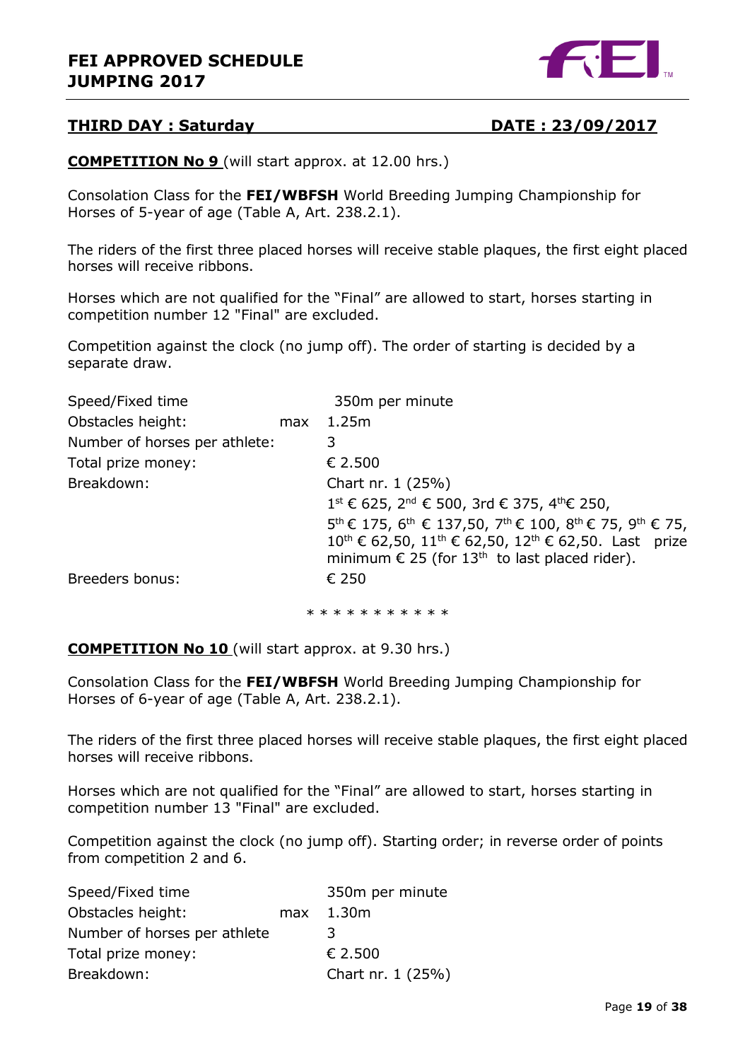## THIRD DAY : Saturday DATE : 23/09/2017

**COMPETITION No 9** (will start approx. at 12.00 hrs.)

Consolation Class for the **FEI/WBFSH** World Breeding Jumping Championship for Horses of 5-year of age (Table A, Art. 238.2.1).

The riders of the first three placed horses will receive stable plaques, the first eight placed horses will receive ribbons.

Horses which are not qualified for the "Final" are allowed to start, horses starting in competition number 12 "Final" are excluded.

Competition against the clock (no jump off). The order of starting is decided by a separate draw.

| | | |
|---|---|---|
| Speed/Fixed time | | 350m per minute |
| Obstacles height: | max | 1.25m |
| Number of horses per athlete: | | 3 |
| Total prize money: | | € 2.500 |
| Breakdown: | | Chart nr. 1 (25%)<br>1st € 625, 2nd € 500, 3rd € 375, 4th € 250,<br>5th € 175, 6th € 137,50, 7th € 100, 8th € 75, 9th € 75, 10th € 62,50, 11th € 62,50, 12th € 62,50. Last prize minimum € 25 (for 13th to last placed rider). |
| Breeders bonus: | | € 250 |

* * * * * * * * * * *

**COMPETITION No 10** (will start approx. at 9.30 hrs.)

Consolation Class for the **FEI/WBFSH** World Breeding Jumping Championship for Horses of 6-year of age (Table A, Art. 238.2.1).

The riders of the first three placed horses will receive stable plaques, the first eight placed horses will receive ribbons.

Horses which are not qualified for the "Final" are allowed to start, horses starting in competition number 13 "Final" are excluded.

Competition against the clock (no jump off). Starting order; in reverse order of points from competition 2 and 6.

| | | |
|---|---|---|
| Speed/Fixed time | | 350m per minute |
| Obstacles height: | max | 1.30m |
| Number of horses per athlete | | 3 |
| Total prize money: | | € 2.500 |
| Breakdown: | | Chart nr. 1 (25%) |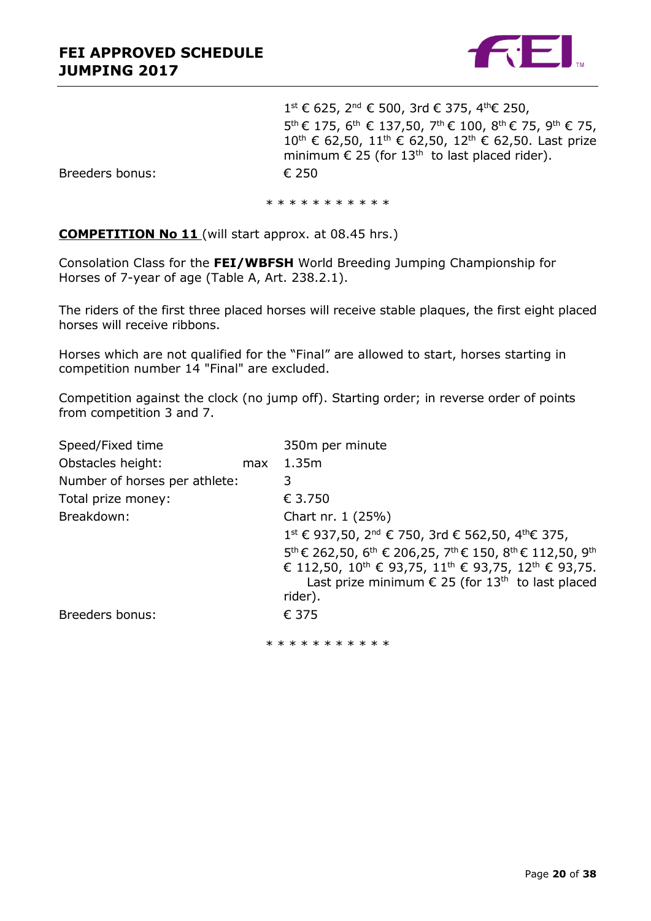1[st] € 625, 2[nd] € 500, 3rd € 375, 4[th]€ 250, 5[th] € 175, 6[th] € 137,50, 7[th] € 100, 8[th] € 75, 9[th] € 75, 10[th] € 62,50, 11[th] € 62,50, 12[th] € 62,50. Last prize minimum € 25 (for 13[th] to last placed rider).

Breeders bonus: € 250

\* \* \* \* \* \* \* \* \* \* \*

**COMPETITION No 11** (will start approx. at 08.45 hrs.)

Consolation Class for the **FEI/WBFSH** World Breeding Jumping Championship for Horses of 7-year of age (Table A, Art. 238.2.1).

The riders of the first three placed horses will receive stable plaques, the first eight placed horses will receive ribbons.

Horses which are not qualified for the "Final" are allowed to start, horses starting in competition number 14 "Final" are excluded.

Competition against the clock (no jump off). Starting order; in reverse order of points from competition 3 and 7.

| | |
|---|---|
| Speed/Fixed time | 350m per minute |
| Obstacles height: max | 1.35m |
| Number of horses per athlete: | 3 |
| Total prize money: | € 3.750 |
| Breakdown: | Chart nr. 1 (25%)<br>1[st] € 937,50, 2[nd] € 750, 3rd € 562,50, 4[th]€ 375, 5[th] € 262,50, 6[th] € 206,25, 7[th] € 150, 8[th] € 112,50, 9[th] € 112,50, 10[th] € 93,75, 11[th] € 93,75, 12[th] € 93,75. Last prize minimum € 25 (for 13[th] to last placed rider). |
| Breeders bonus: | € 375 |

\* \* \* \* \* \* \* \* \* \* \*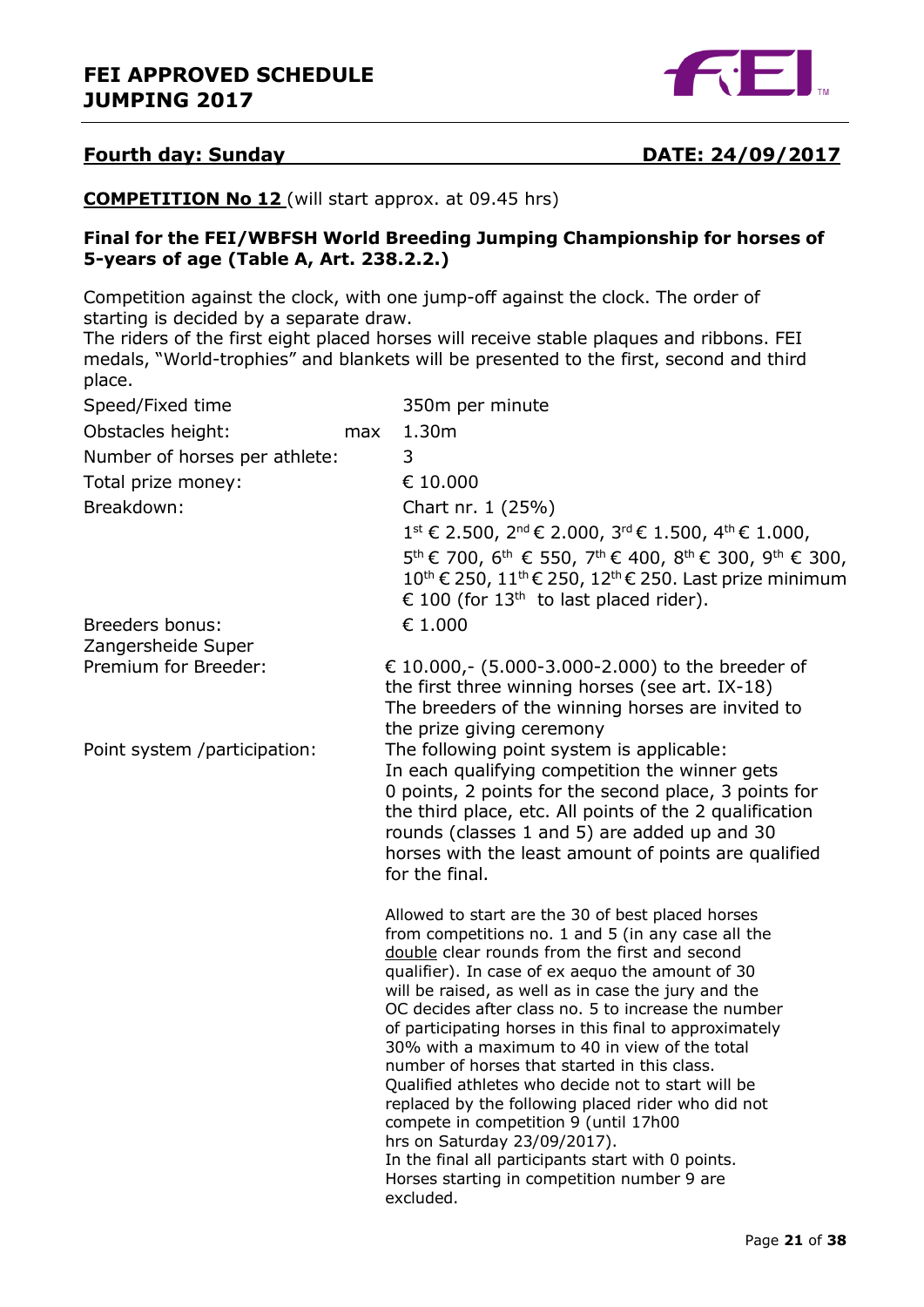## Fourth day: Sunday DATE: 24/09/2017

**COMPETITION No 12** (will start approx. at 09.45 hrs)

**Final for the FEI/WBFSH World Breeding Jumping Championship for horses of 5-years of age (Table A, Art. 238.2.2.)**

Competition against the clock, with one jump-off against the clock. The order of starting is decided by a separate draw.
The riders of the first eight placed horses will receive stable plaques and ribbons. FEI medals, "World-trophies" and blankets will be presented to the first, second and third place.

| | |
|---|---|
| Speed/Fixed time | 350m per minute |
| Obstacles height: max | 1.30m |
| Number of horses per athlete: | 3 |
| Total prize money: | € 10.000 |
| Breakdown: | Chart nr. 1 (25%)<br>1st € 2.500, 2nd € 2.000, 3rd € 1.500, 4th € 1.000, 5th € 700, 6th € 550, 7th € 400, 8th € 300, 9th € 300, 10th € 250, 11th € 250, 12th € 250. Last prize minimum € 100 (for 13th to last placed rider). |
| Breeders bonus: | € 1.000 |
| Zangersheide Super Premium for Breeder: | € 10.000,- (5.000-3.000-2.000) to the breeder of the first three winning horses (see art. IX-18)<br>The breeders of the winning horses are invited to the prize giving ceremony |
| Point system /participation: | The following point system is applicable:<br>In each qualifying competition the winner gets 0 points, 2 points for the second place, 3 points for the third place, etc. All points of the 2 qualification rounds (classes 1 and 5) are added up and 30 horses with the least amount of points are qualified for the final.<br><br>Allowed to start are the 30 of best placed horses from competitions no. 1 and 5 (in any case all the double clear rounds from the first and second qualifier). In case of ex aequo the amount of 30 will be raised, as well as in case the jury and the OC decides after class no. 5 to increase the number of participating horses in this final to approximately 30% with a maximum to 40 in view of the total number of horses that started in this class.<br>Qualified athletes who decide not to start will be replaced by the following placed rider who did not compete in competition 9 (until 17h00 hrs on Saturday 23/09/2017).<br>In the final all participants start with 0 points.<br>Horses starting in competition number 9 are excluded. |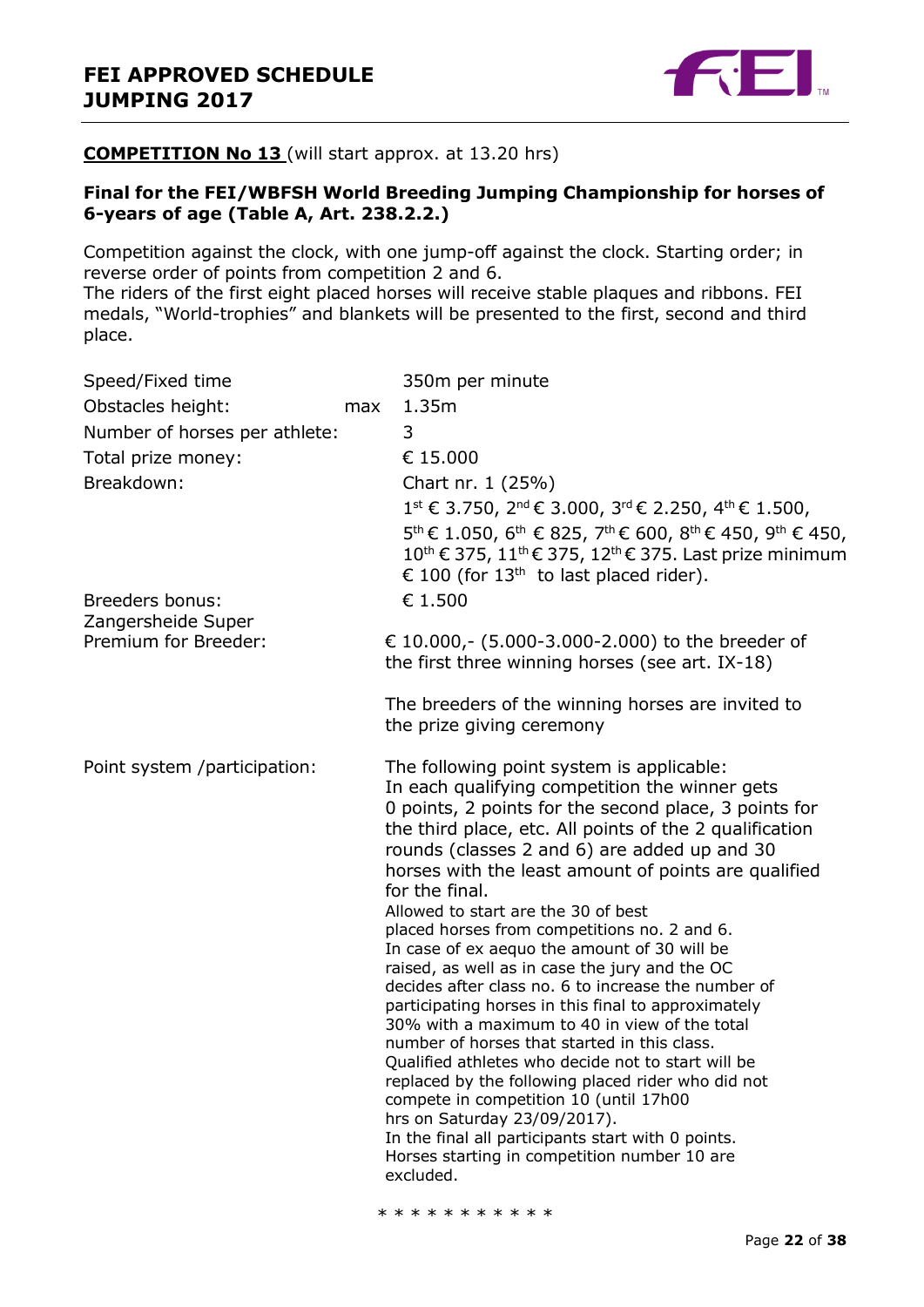**COMPETITION No 13** (will start approx. at 13.20 hrs)

**Final for the FEI/WBFSH World Breeding Jumping Championship for horses of 6-years of age (Table A, Art. 238.2.2.)**

Competition against the clock, with one jump-off against the clock. Starting order; in reverse order of points from competition 2 and 6.
The riders of the first eight placed horses will receive stable plaques and ribbons. FEI medals, "World-trophies" and blankets will be presented to the first, second and third place.

| | |
|---|---|
| Speed/Fixed time | 350m per minute |
| Obstacles height: max | 1.35m |
| Number of horses per athlete: | 3 |
| Total prize money: | € 15.000 |
| Breakdown: | Chart nr. 1 (25%)<br>1st € 3.750, 2nd € 3.000, 3rd € 2.250, 4th € 1.500, 5th € 1.050, 6th € 825, 7th € 600, 8th € 450, 9th € 450, 10th € 375, 11th € 375, 12th € 375. Last prize minimum € 100 (for 13th to last placed rider). |
| Breeders bonus: | € 1.500 |
| Zangersheide Super Premium for Breeder: | € 10.000,- (5.000-3.000-2.000) to the breeder of the first three winning horses (see art. IX-18)<br><br>The breeders of the winning horses are invited to the prize giving ceremony |
| Point system /participation: | The following point system is applicable: In each qualifying competition the winner gets 0 points, 2 points for the second place, 3 points for the third place, etc. All points of the 2 qualification rounds (classes 2 and 6) are added up and 30 horses with the least amount of points are qualified for the final.<br>Allowed to start are the 30 of best placed horses from competitions no. 2 and 6. In case of ex aequo the amount of 30 will be raised, as well as in case the jury and the OC decides after class no. 6 to increase the number of participating horses in this final to approximately 30% with a maximum to 40 in view of the total number of horses that started in this class.<br>Qualified athletes who decide not to start will be replaced by the following placed rider who did not compete in competition 10 (until 17h00 hrs on Saturday 23/09/2017).<br>In the final all participants start with 0 points. Horses starting in competition number 10 are excluded. |

* * * * * * * * * * *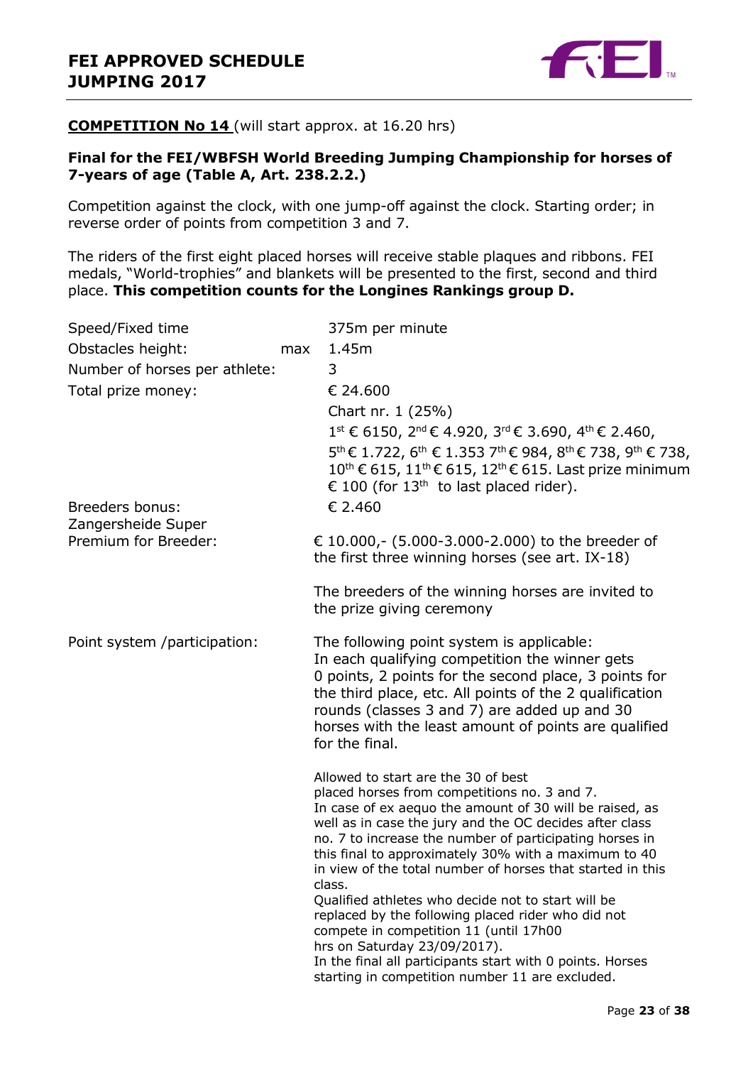**COMPETITION No 14** (will start approx. at 16.20 hrs)

**Final for the FEI/WBFSH World Breeding Jumping Championship for horses of 7-years of age (Table A, Art. 238.2.2.)**

Competition against the clock, with one jump-off against the clock. Starting order; in reverse order of points from competition 3 and 7.

The riders of the first eight placed horses will receive stable plaques and ribbons. FEI medals, "World-trophies" and blankets will be presented to the first, second and third place. **This competition counts for the Longines Rankings group D.**

| | |
|---|---|
| Speed/Fixed time | 375m per minute |
| Obstacles height: max | 1.45m |
| Number of horses per athlete: | 3 |
| Total prize money: | € 24.600<br>Chart nr. 1 (25%)<br>1st € 6150, 2nd € 4.920, 3rd € 3.690, 4th € 2.460, 5th € 1.722, 6th € 1.353 7th € 984, 8th € 738, 9th € 738, 10th € 615, 11th € 615, 12th € 615. Last prize minimum € 100 (for 13th to last placed rider). |
| Breeders bonus: | € 2.460 |
| Zangersheide Super Premium for Breeder: | € 10.000,- (5.000-3.000-2.000) to the breeder of the first three winning horses (see art. IX-18)<br><br>The breeders of the winning horses are invited to the prize giving ceremony |
| Point system /participation: | The following point system is applicable:<br>In each qualifying competition the winner gets 0 points, 2 points for the second place, 3 points for the third place, etc. All points of the 2 qualification rounds (classes 3 and 7) are added up and 30 horses with the least amount of points are qualified for the final.<br><br>Allowed to start are the 30 of best placed horses from competitions no. 3 and 7.<br>In case of ex aequo the amount of 30 will be raised, as well as in case the jury and the OC decides after class no. 7 to increase the number of participating horses in this final to approximately 30% with a maximum to 40 in view of the total number of horses that started in this class.<br>Qualified athletes who decide not to start will be replaced by the following placed rider who did not compete in competition 11 (until 17h00 hrs on Saturday 23/09/2017).<br>In the final all participants start with 0 points. Horses starting in competition number 11 are excluded. |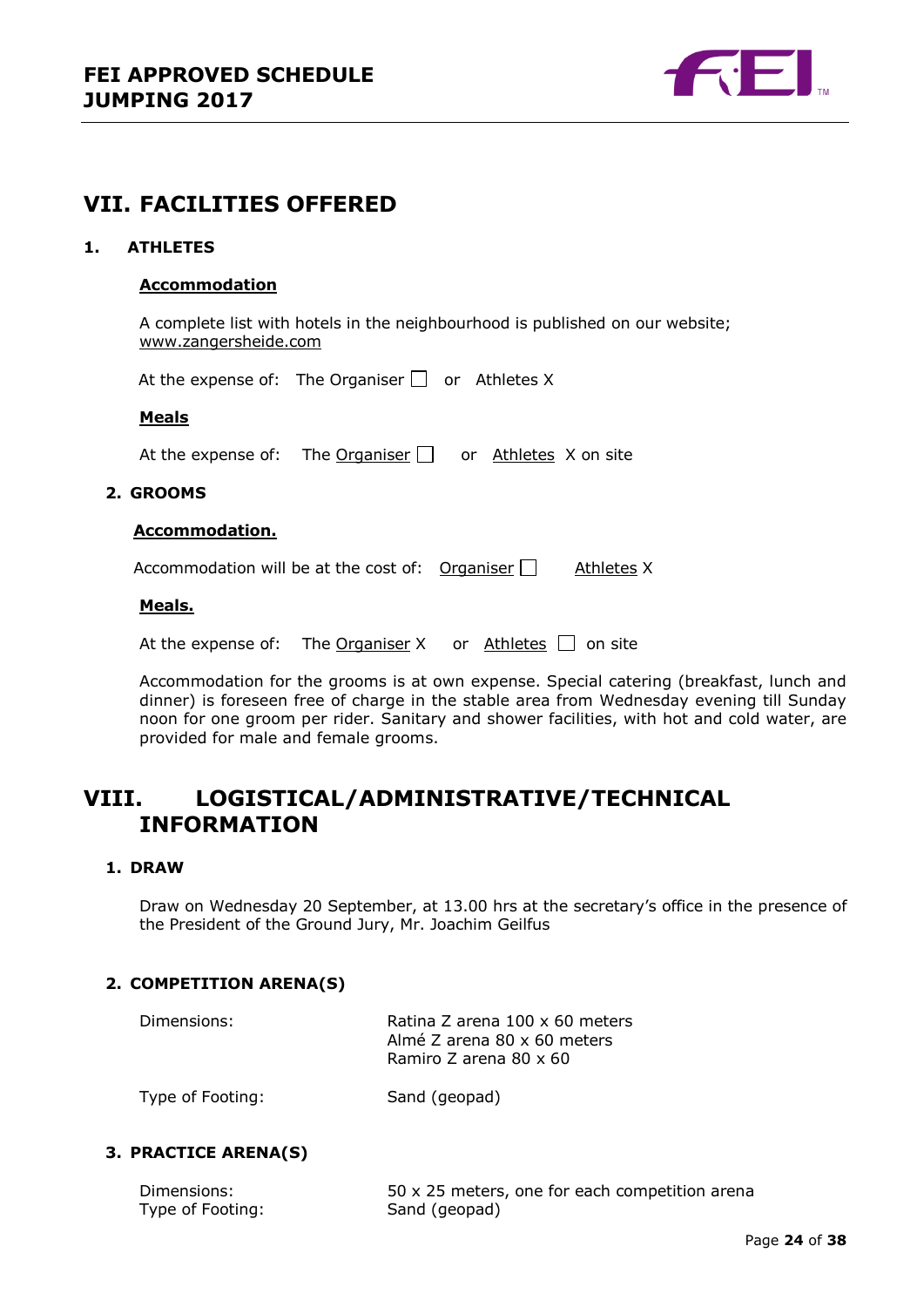# VII. FACILITIES OFFERED

## 1. ATHLETES

**Accommodation**

A complete list with hotels in the neighbourhood is published on our website; www.zangersheide.com

At the expense of: The Organiser ☐ or Athletes X

**Meals**

At the expense of: The Organiser ☐ or Athletes X on site

## 2. GROOMS

**Accommodation.**

Accommodation will be at the cost of: Organiser ☐ Athletes X

**Meals.**

At the expense of: The Organiser X or Athletes ☐ on site

Accommodation for the grooms is at own expense. Special catering (breakfast, lunch and dinner) is foreseen free of charge in the stable area from Wednesday evening till Sunday noon for one groom per rider. Sanitary and shower facilities, with hot and cold water, are provided for male and female grooms.

# VIII. LOGISTICAL/ADMINISTRATIVE/TECHNICAL INFORMATION

## 1. DRAW

Draw on Wednesday 20 September, at 13.00 hrs at the secretary's office in the presence of the President of the Ground Jury, Mr. Joachim Geilfus

## 2. COMPETITION ARENA(S)

Dimensions: Ratina Z arena 100 x 60 meters
Almé Z arena 80 x 60 meters
Ramiro Z arena 80 x 60

Type of Footing: Sand (geopad)

## 3. PRACTICE ARENA(S)

Dimensions: 50 x 25 meters, one for each competition arena
Type of Footing: Sand (geopad)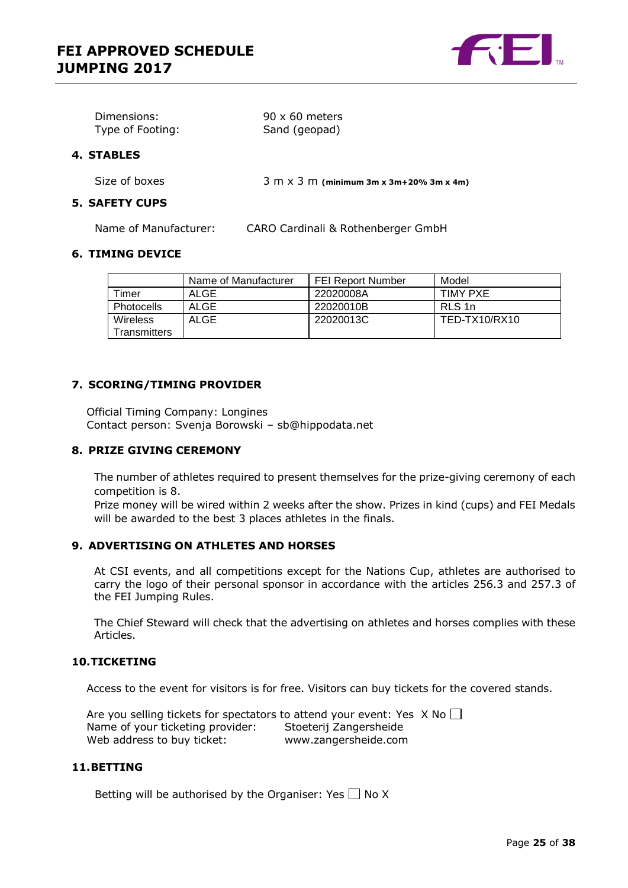| | |
|---|---|
| Dimensions: | 90 x 60 meters |
| Type of Footing: | Sand (geopad) |

## 4. STABLES

Size of boxes 3 m x 3 m **(minimum 3m x 3m+20% 3m x 4m)**

## 5. SAFETY CUPS

Name of Manufacturer: CARO Cardinali & Rothenberger GmbH

## 6. TIMING DEVICE

| | Name of Manufacturer | FEI Report Number | Model |
|---|---|---|---|
| Timer | ALGE | 22020008A | TIMY PXE |
| Photocells | ALGE | 22020010B | RLS 1n |
| Wireless Transmitters | ALGE | 22020013C | TED-TX10/RX10 |

## 7. SCORING/TIMING PROVIDER

Official Timing Company: Longines
Contact person: Svenja Borowski – sb@hippodata.net

## 8. PRIZE GIVING CEREMONY

The number of athletes required to present themselves for the prize-giving ceremony of each competition is 8.
Prize money will be wired within 2 weeks after the show. Prizes in kind (cups) and FEI Medals will be awarded to the best 3 places athletes in the finals.

## 9. ADVERTISING ON ATHLETES AND HORSES

At CSI events, and all competitions except for the Nations Cup, athletes are authorised to carry the logo of their personal sponsor in accordance with the articles 256.3 and 257.3 of the FEI Jumping Rules.

The Chief Steward will check that the advertising on athletes and horses complies with these Articles.

## 10. TICKETING

Access to the event for visitors is for free. Visitors can buy tickets for the covered stands.

Are you selling tickets for spectators to attend your event: Yes X No ☐
Name of your ticketing provider: Stoeterij Zangersheide
Web address to buy ticket: www.zangersheide.com

## 11. BETTING

Betting will be authorised by the Organiser: Yes ☐ No X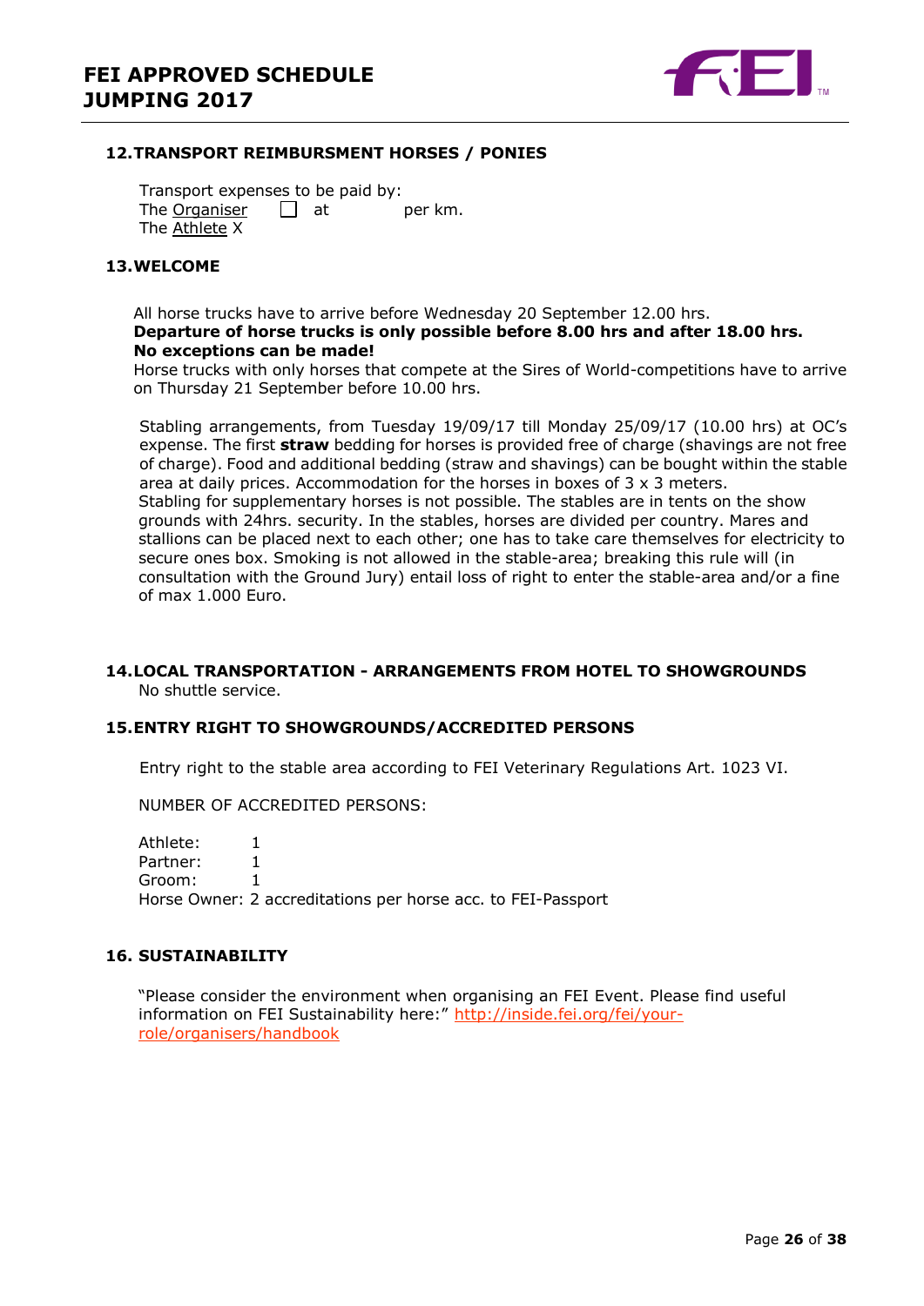## 12. TRANSPORT REIMBURSMENT HORSES / PONIES

Transport expenses to be paid by:
The Organiser ☐ at per km.
The Athlete X

## 13. WELCOME

All horse trucks have to arrive before Wednesday 20 September 12.00 hrs.
**Departure of horse trucks is only possible before 8.00 hrs and after 18.00 hrs. No exceptions can be made!**
Horse trucks with only horses that compete at the Sires of World-competitions have to arrive on Thursday 21 September before 10.00 hrs.

Stabling arrangements, from Tuesday 19/09/17 till Monday 25/09/17 (10.00 hrs) at OC's expense. The first **straw** bedding for horses is provided free of charge (shavings are not free of charge). Food and additional bedding (straw and shavings) can be bought within the stable area at daily prices. Accommodation for the horses in boxes of 3 x 3 meters.
Stabling for supplementary horses is not possible. The stables are in tents on the show grounds with 24hrs. security. In the stables, horses are divided per country. Mares and stallions can be placed next to each other; one has to take care themselves for electricity to secure ones box. Smoking is not allowed in the stable-area; breaking this rule will (in consultation with the Ground Jury) entail loss of right to enter the stable-area and/or a fine of max 1.000 Euro.

## 14. LOCAL TRANSPORTATION - ARRANGEMENTS FROM HOTEL TO SHOWGROUNDS

No shuttle service.

## 15. ENTRY RIGHT TO SHOWGROUNDS/ACCREDITED PERSONS

Entry right to the stable area according to FEI Veterinary Regulations Art. 1023 VI.

NUMBER OF ACCREDITED PERSONS:

Athlete: 1
Partner: 1
Groom: 1
Horse Owner: 2 accreditations per horse acc. to FEI-Passport

## 16. SUSTAINABILITY

"Please consider the environment when organising an FEI Event. Please find useful information on FEI Sustainability here:" http://inside.fei.org/fei/your-role/organisers/handbook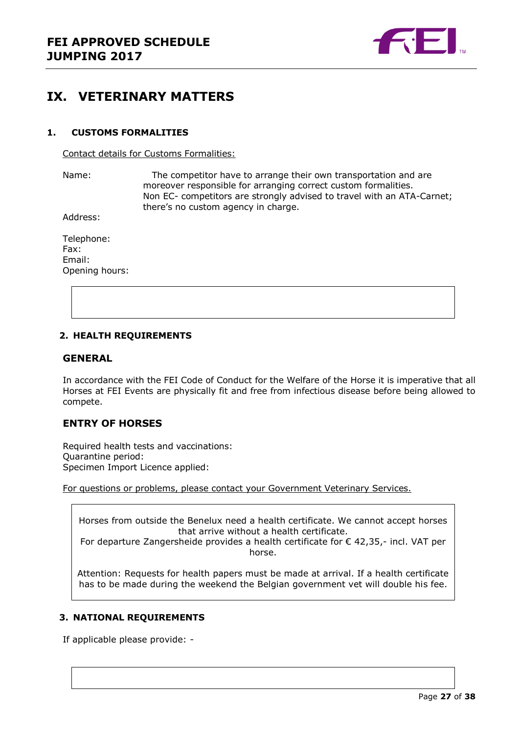# IX. VETERINARY MATTERS

## 1. CUSTOMS FORMALITIES

Contact details for Customs Formalities:

Name: The competitor have to arrange their own transportation and are moreover responsible for arranging correct custom formalities. Non EC- competitors are strongly advised to travel with an ATA-Carnet; there's no custom agency in charge.

Address:

Telephone:
Fax:
Email:
Opening hours:

## 2. HEALTH REQUIREMENTS

### GENERAL

In accordance with the FEI Code of Conduct for the Welfare of the Horse it is imperative that all Horses at FEI Events are physically fit and free from infectious disease before being allowed to compete.

### ENTRY OF HORSES

Required health tests and vaccinations:
Quarantine period:
Specimen Import Licence applied:

For questions or problems, please contact your Government Veterinary Services.

Horses from outside the Benelux need a health certificate. We cannot accept horses that arrive without a health certificate.
For departure Zangersheide provides a health certificate for € 42,35,- incl. VAT per horse.

Attention: Requests for health papers must be made at arrival. If a health certificate has to be made during the weekend the Belgian government vet will double his fee.

## 3. NATIONAL REQUIREMENTS

If applicable please provide: -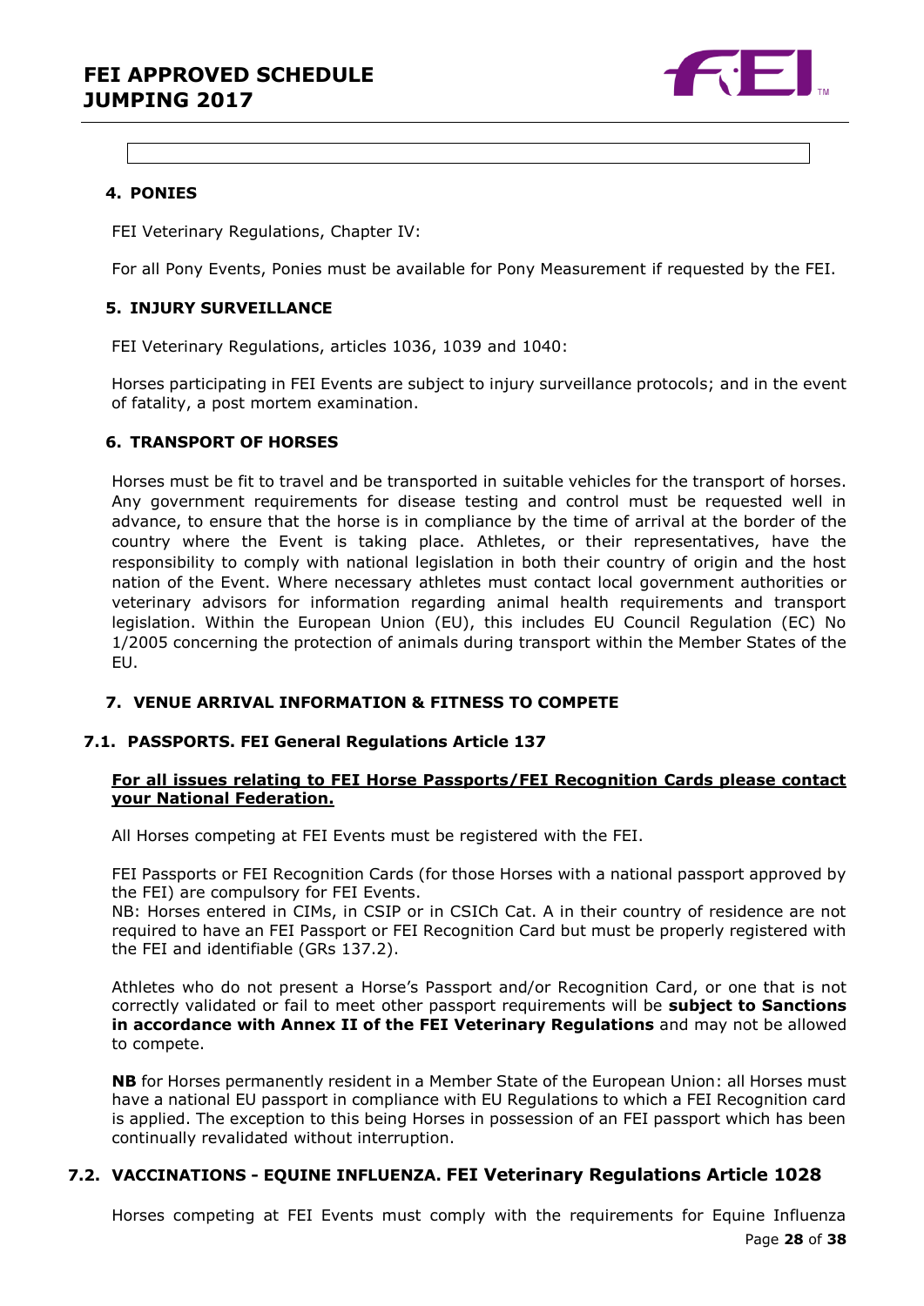## 4. PONIES

FEI Veterinary Regulations, Chapter IV:

For all Pony Events, Ponies must be available for Pony Measurement if requested by the FEI.

## 5. INJURY SURVEILLANCE

FEI Veterinary Regulations, articles 1036, 1039 and 1040:

Horses participating in FEI Events are subject to injury surveillance protocols; and in the event of fatality, a post mortem examination.

## 6. TRANSPORT OF HORSES

Horses must be fit to travel and be transported in suitable vehicles for the transport of horses. Any government requirements for disease testing and control must be requested well in advance, to ensure that the horse is in compliance by the time of arrival at the border of the country where the Event is taking place. Athletes, or their representatives, have the responsibility to comply with national legislation in both their country of origin and the host nation of the Event. Where necessary athletes must contact local government authorities or veterinary advisors for information regarding animal health requirements and transport legislation. Within the European Union (EU), this includes EU Council Regulation (EC) No 1/2005 concerning the protection of animals during transport within the Member States of the EU.

## 7. VENUE ARRIVAL INFORMATION & FITNESS TO COMPETE

### 7.1. PASSPORTS. FEI General Regulations Article 137

**For all issues relating to FEI Horse Passports/FEI Recognition Cards please contact your National Federation.**

All Horses competing at FEI Events must be registered with the FEI.

FEI Passports or FEI Recognition Cards (for those Horses with a national passport approved by the FEI) are compulsory for FEI Events.
NB: Horses entered in CIMs, in CSIP or in CSICh Cat. A in their country of residence are not required to have an FEI Passport or FEI Recognition Card but must be properly registered with the FEI and identifiable (GRs 137.2).

Athletes who do not present a Horse's Passport and/or Recognition Card, or one that is not correctly validated or fail to meet other passport requirements will be **subject to Sanctions in accordance with Annex II of the FEI Veterinary Regulations** and may not be allowed to compete.

**NB** for Horses permanently resident in a Member State of the European Union: all Horses must have a national EU passport in compliance with EU Regulations to which a FEI Recognition card is applied. The exception to this being Horses in possession of an FEI passport which has been continually revalidated without interruption.

### 7.2. VACCINATIONS - EQUINE INFLUENZA. FEI Veterinary Regulations Article 1028

Horses competing at FEI Events must comply with the requirements for Equine Influenza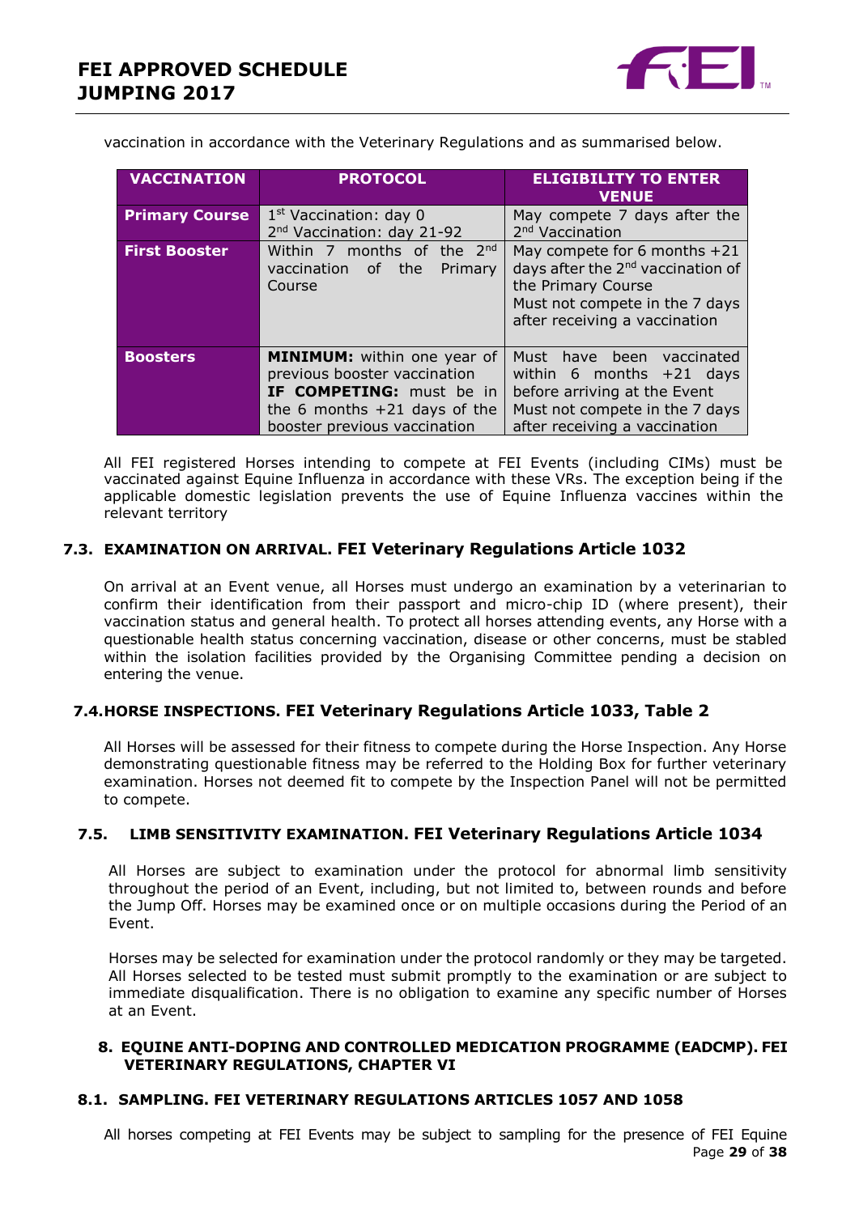vaccination in accordance with the Veterinary Regulations and as summarised below.

| VACCINATION | PROTOCOL | ELIGIBILITY TO ENTER VENUE |
|---|---|---|
| **Primary Course** | 1st Vaccination: day 0<br>2nd Vaccination: day 21-92 | May compete 7 days after the 2nd Vaccination |
| **First Booster** | Within 7 months of the 2nd vaccination of the Primary Course | May compete for 6 months +21 days after the 2nd vaccination of the Primary Course<br>Must not compete in the 7 days after receiving a vaccination |
| **Boosters** | **MINIMUM:** within one year of previous booster vaccination<br>**IF COMPETING:** must be in the 6 months +21 days of the booster previous vaccination | Must have been vaccinated within 6 months +21 days before arriving at the Event<br>Must not compete in the 7 days after receiving a vaccination |

All FEI registered Horses intending to compete at FEI Events (including CIMs) must be vaccinated against Equine Influenza in accordance with these VRs. The exception being if the applicable domestic legislation prevents the use of Equine Influenza vaccines within the relevant territory

### 7.3. EXAMINATION ON ARRIVAL. FEI Veterinary Regulations Article 1032

On arrival at an Event venue, all Horses must undergo an examination by a veterinarian to confirm their identification from their passport and micro-chip ID (where present), their vaccination status and general health. To protect all horses attending events, any Horse with a questionable health status concerning vaccination, disease or other concerns, must be stabled within the isolation facilities provided by the Organising Committee pending a decision on entering the venue.

### 7.4. HORSE INSPECTIONS. FEI Veterinary Regulations Article 1033, Table 2

All Horses will be assessed for their fitness to compete during the Horse Inspection. Any Horse demonstrating questionable fitness may be referred to the Holding Box for further veterinary examination. Horses not deemed fit to compete by the Inspection Panel will not be permitted to compete.

### 7.5. LIMB SENSITIVITY EXAMINATION. FEI Veterinary Regulations Article 1034

All Horses are subject to examination under the protocol for abnormal limb sensitivity throughout the period of an Event, including, but not limited to, between rounds and before the Jump Off. Horses may be examined once or on multiple occasions during the Period of an Event.

Horses may be selected for examination under the protocol randomly or they may be targeted. All Horses selected to be tested must submit promptly to the examination or are subject to immediate disqualification. There is no obligation to examine any specific number of Horses at an Event.

## 8. EQUINE ANTI-DOPING AND CONTROLLED MEDICATION PROGRAMME (EADCMP). FEI VETERINARY REGULATIONS, CHAPTER VI

### 8.1. SAMPLING. FEI VETERINARY REGULATIONS ARTICLES 1057 AND 1058

All horses competing at FEI Events may be subject to sampling for the presence of FEI Equine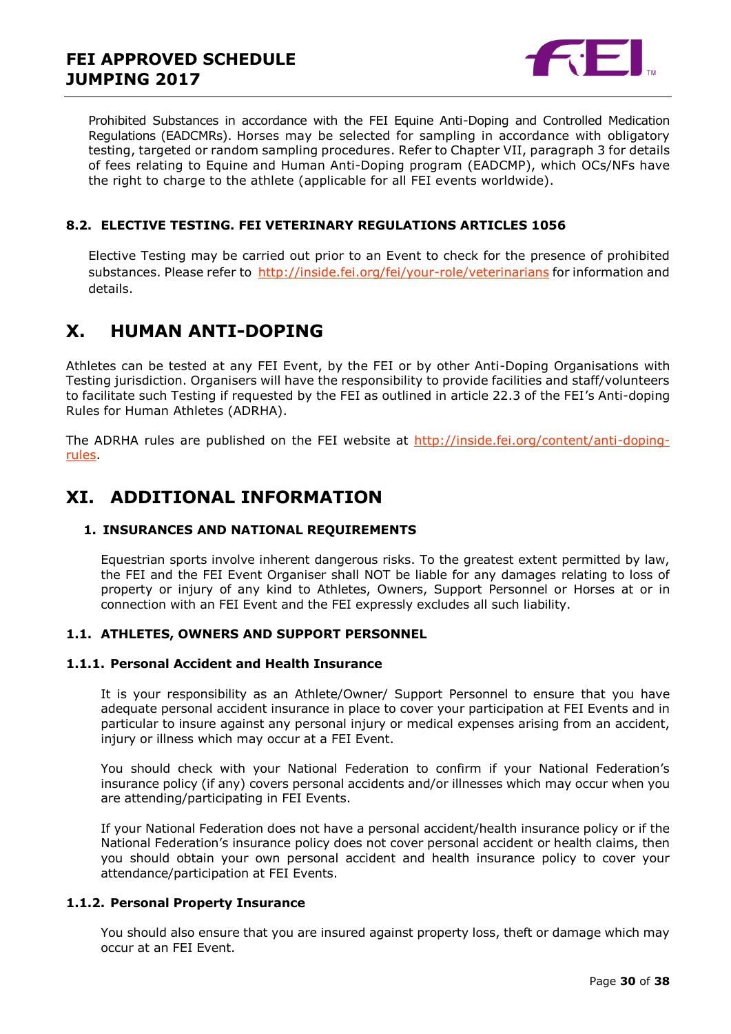Prohibited Substances in accordance with the FEI Equine Anti-Doping and Controlled Medication Regulations (EADCMRs). Horses may be selected for sampling in accordance with obligatory testing, targeted or random sampling procedures. Refer to Chapter VII, paragraph 3 for details of fees relating to Equine and Human Anti-Doping program (EADCMP), which OCs/NFs have the right to charge to the athlete (applicable for all FEI events worldwide).

### 8.2. ELECTIVE TESTING. FEI VETERINARY REGULATIONS ARTICLES 1056

Elective Testing may be carried out prior to an Event to check for the presence of prohibited substances. Please refer to [http://inside.fei.org/fei/your-role/veterinarians](http://inside.fei.org/fei/your-role/veterinarians) for information and details.

## X. HUMAN ANTI-DOPING

Athletes can be tested at any FEI Event, by the FEI or by other Anti-Doping Organisations with Testing jurisdiction. Organisers will have the responsibility to provide facilities and staff/volunteers to facilitate such Testing if requested by the FEI as outlined in article 22.3 of the FEI's Anti-doping Rules for Human Athletes (ADRHA).

The ADRHA rules are published on the FEI website at [http://inside.fei.org/content/anti-doping-rules](http://inside.fei.org/content/anti-doping-rules).

## XI. ADDITIONAL INFORMATION

### 1. INSURANCES AND NATIONAL REQUIREMENTS

Equestrian sports involve inherent dangerous risks. To the greatest extent permitted by law, the FEI and the FEI Event Organiser shall NOT be liable for any damages relating to loss of property or injury of any kind to Athletes, Owners, Support Personnel or Horses at or in connection with an FEI Event and the FEI expressly excludes all such liability.

### 1.1. ATHLETES, OWNERS AND SUPPORT PERSONNEL

#### 1.1.1. Personal Accident and Health Insurance

It is your responsibility as an Athlete/Owner/ Support Personnel to ensure that you have adequate personal accident insurance in place to cover your participation at FEI Events and in particular to insure against any personal injury or medical expenses arising from an accident, injury or illness which may occur at a FEI Event.

You should check with your National Federation to confirm if your National Federation's insurance policy (if any) covers personal accidents and/or illnesses which may occur when you are attending/participating in FEI Events.

If your National Federation does not have a personal accident/health insurance policy or if the National Federation's insurance policy does not cover personal accident or health claims, then you should obtain your own personal accident and health insurance policy to cover your attendance/participation at FEI Events.

#### 1.1.2. Personal Property Insurance

You should also ensure that you are insured against property loss, theft or damage which may occur at an FEI Event.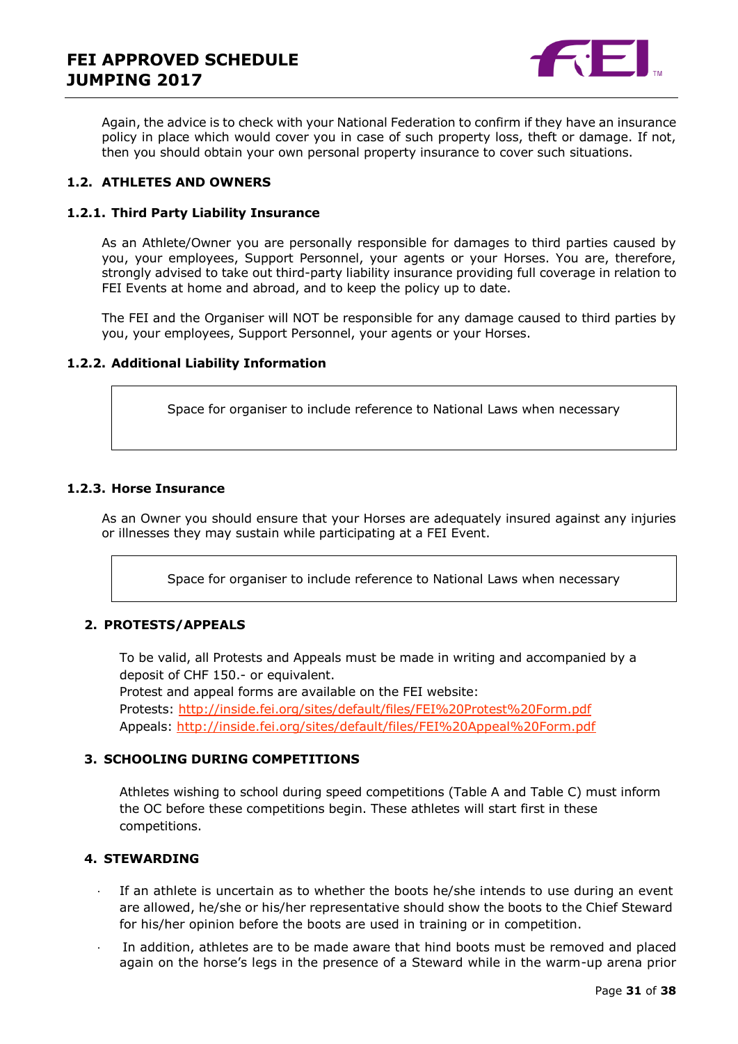Again, the advice is to check with your National Federation to confirm if they have an insurance policy in place which would cover you in case of such property loss, theft or damage. If not, then you should obtain your own personal property insurance to cover such situations.

### 1.2. ATHLETES AND OWNERS

#### 1.2.1. Third Party Liability Insurance

As an Athlete/Owner you are personally responsible for damages to third parties caused by you, your employees, Support Personnel, your agents or your Horses. You are, therefore, strongly advised to take out third-party liability insurance providing full coverage in relation to FEI Events at home and abroad, and to keep the policy up to date.

The FEI and the Organiser will NOT be responsible for any damage caused to third parties by you, your employees, Support Personnel, your agents or your Horses.

#### 1.2.2. Additional Liability Information

| Space for organiser to include reference to National Laws when necessary |
|---|

#### 1.2.3. Horse Insurance

As an Owner you should ensure that your Horses are adequately insured against any injuries or illnesses they may sustain while participating at a FEI Event.

| Space for organiser to include reference to National Laws when necessary |
|---|

## 2. PROTESTS/APPEALS

To be valid, all Protests and Appeals must be made in writing and accompanied by a deposit of CHF 150.- or equivalent.
Protest and appeal forms are available on the FEI website:
Protests: http://inside.fei.org/sites/default/files/FEI%20Protest%20Form.pdf
Appeals: http://inside.fei.org/sites/default/files/FEI%20Appeal%20Form.pdf

## 3. SCHOOLING DURING COMPETITIONS

Athletes wishing to school during speed competitions (Table A and Table C) must inform the OC before these competitions begin. These athletes will start first in these competitions.

## 4. STEWARDING

- If an athlete is uncertain as to whether the boots he/she intends to use during an event are allowed, he/she or his/her representative should show the boots to the Chief Steward for his/her opinion before the boots are used in training or in competition.
- In addition, athletes are to be made aware that hind boots must be removed and placed again on the horse's legs in the presence of a Steward while in the warm-up arena prior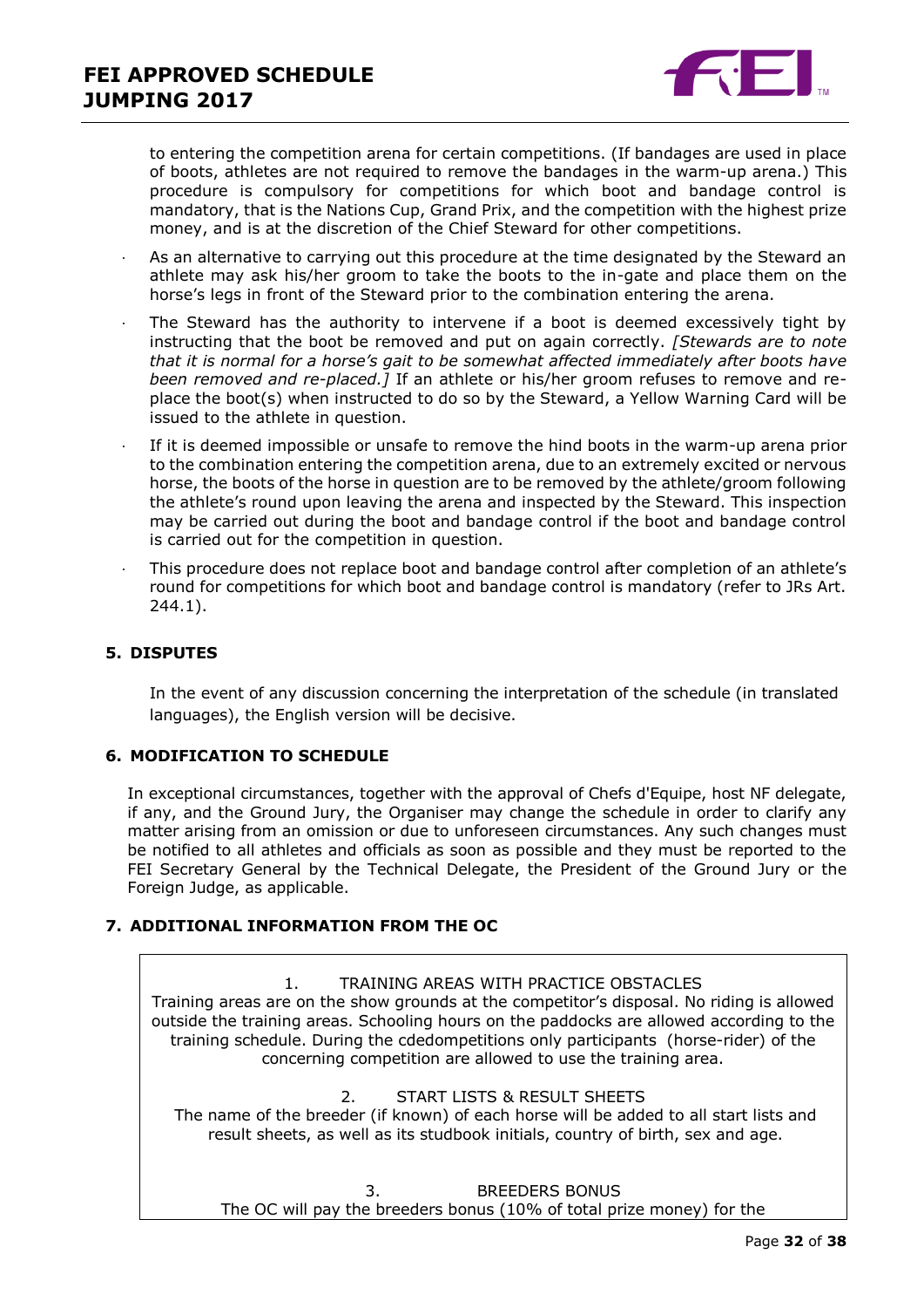to entering the competition arena for certain competitions. (If bandages are used in place of boots, athletes are not required to remove the bandages in the warm-up arena.) This procedure is compulsory for competitions for which boot and bandage control is mandatory, that is the Nations Cup, Grand Prix, and the competition with the highest prize money, and is at the discretion of the Chief Steward for other competitions.

- As an alternative to carrying out this procedure at the time designated by the Steward an athlete may ask his/her groom to take the boots to the in-gate and place them on the horse's legs in front of the Steward prior to the combination entering the arena.
- The Steward has the authority to intervene if a boot is deemed excessively tight by instructing that the boot be removed and put on again correctly. *[Stewards are to note that it is normal for a horse's gait to be somewhat affected immediately after boots have been removed and re-placed.]* If an athlete or his/her groom refuses to remove and re-place the boot(s) when instructed to do so by the Steward, a Yellow Warning Card will be issued to the athlete in question.
- If it is deemed impossible or unsafe to remove the hind boots in the warm-up arena prior to the combination entering the competition arena, due to an extremely excited or nervous horse, the boots of the horse in question are to be removed by the athlete/groom following the athlete's round upon leaving the arena and inspected by the Steward. This inspection may be carried out during the boot and bandage control if the boot and bandage control is carried out for the competition in question.
- This procedure does not replace boot and bandage control after completion of an athlete's round for competitions for which boot and bandage control is mandatory (refer to JRs Art. 244.1).

## 5. DISPUTES

In the event of any discussion concerning the interpretation of the schedule (in translated languages), the English version will be decisive.

## 6. MODIFICATION TO SCHEDULE

In exceptional circumstances, together with the approval of Chefs d'Equipe, host NF delegate, if any, and the Ground Jury, the Organiser may change the schedule in order to clarify any matter arising from an omission or due to unforeseen circumstances. Any such changes must be notified to all athletes and officials as soon as possible and they must be reported to the FEI Secretary General by the Technical Delegate, the President of the Ground Jury or the Foreign Judge, as applicable.

## 7. ADDITIONAL INFORMATION FROM THE OC

1. TRAINING AREAS WITH PRACTICE OBSTACLES

Training areas are on the show grounds at the competitor's disposal. No riding is allowed outside the training areas. Schooling hours on the paddocks are allowed according to the training schedule. During the cdedompetitions only participants (horse-rider) of the concerning competition are allowed to use the training area.

2. START LISTS & RESULT SHEETS

The name of the breeder (if known) of each horse will be added to all start lists and result sheets, as well as its studbook initials, country of birth, sex and age.

3. BREEDERS BONUS

The OC will pay the breeders bonus (10% of total prize money) for the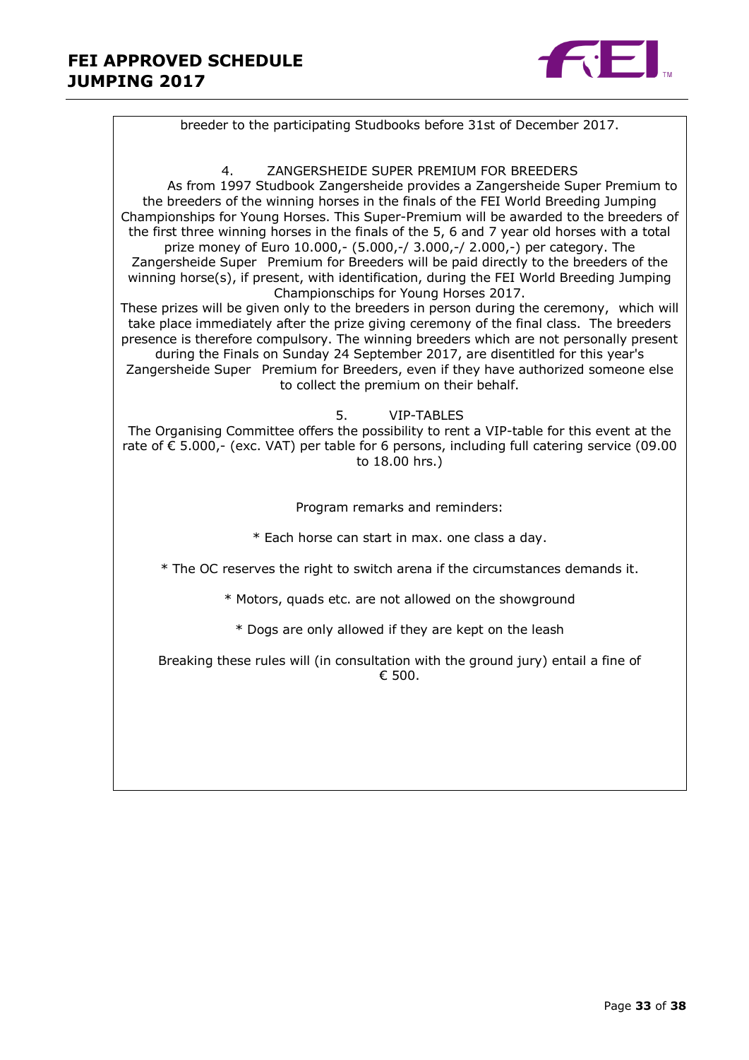breeder to the participating Studbooks before 31st of December 2017.

### 4. ZANGERSHEIDE SUPER PREMIUM FOR BREEDERS

As from 1997 Studbook Zangersheide provides a Zangersheide Super Premium to the breeders of the winning horses in the finals of the FEI World Breeding Jumping Championships for Young Horses. This Super-Premium will be awarded to the breeders of the first three winning horses in the finals of the 5, 6 and 7 year old horses with a total prize money of Euro 10.000,- (5.000,-/ 3.000,-/ 2.000,-) per category. The Zangersheide Super Premium for Breeders will be paid directly to the breeders of the winning horse(s), if present, with identification, during the FEI World Breeding Jumping Championschips for Young Horses 2017.

These prizes will be given only to the breeders in person during the ceremony, which will take place immediately after the prize giving ceremony of the final class. The breeders presence is therefore compulsory. The winning breeders which are not personally present during the Finals on Sunday 24 September 2017, are disentitled for this year's Zangersheide Super Premium for Breeders, even if they have authorized someone else to collect the premium on their behalf.

### 5. VIP-TABLES

The Organising Committee offers the possibility to rent a VIP-table for this event at the rate of € 5.000,- (exc. VAT) per table for 6 persons, including full catering service (09.00 to 18.00 hrs.)

Program remarks and reminders:

* Each horse can start in max. one class a day.

* The OC reserves the right to switch arena if the circumstances demands it.

* Motors, quads etc. are not allowed on the showground

* Dogs are only allowed if they are kept on the leash

Breaking these rules will (in consultation with the ground jury) entail a fine of € 500.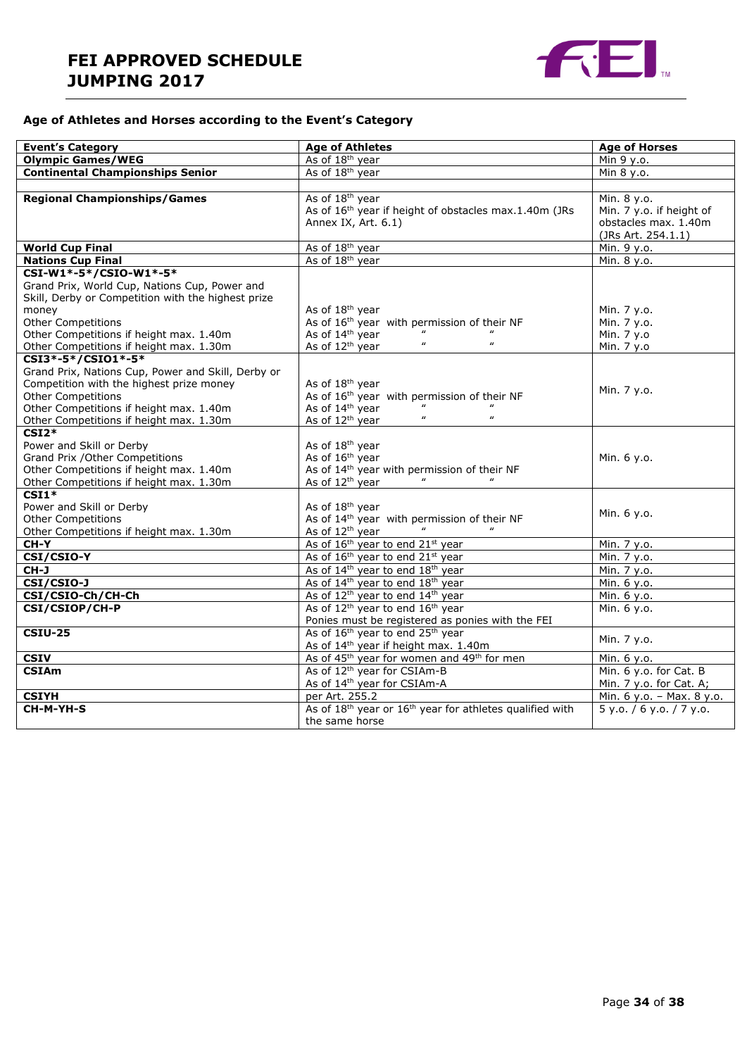# FEI APPROVED SCHEDULE JUMPING 2017

### Age of Athletes and Horses according to the Event's Category

| Event's Category | Age of Athletes | Age of Horses |
|---|---|---|
| **Olympic Games/WEG** | As of 18th year | Min 9 y.o. |
| **Continental Championships Senior** | As of 18th year | Min 8 y.o. |
| | | |
| **Regional Championships/Games** | As of 18th year<br>As of 16th year if height of obstacles max.1.40m (JRs Annex IX, Art. 6.1) | Min. 8 y.o.<br>Min. 7 y.o. if height of obstacles max. 1.40m (JRs Art. 254.1.1) |
| **World Cup Final** | As of 18th year | Min. 9 y.o. |
| **Nations Cup Final** | As of 18th year | Min. 8 y.o. |
| **CSI-W1*-5*/CSIO-W1*-5***<br>Grand Prix, World Cup, Nations Cup, Power and Skill, Derby or Competition with the highest prize money<br>Other Competitions<br>Other Competitions if height max. 1.40m<br>Other Competitions if height max. 1.30m | <br><br><br>As of 18th year<br>As of 16th year with permission of their NF<br>As of 14th year " "<br>As of 12th year " " | <br><br><br>Min. 7 y.o.<br>Min. 7 y.o.<br>Min. 7 y.o<br>Min. 7 y.o |
| **CSI3*-5*/CSIO1*-5***<br>Grand Prix, Nations Cup, Power and Skill, Derby or Competition with the highest prize money<br>Other Competitions<br>Other Competitions if height max. 1.40m<br>Other Competitions if height max. 1.30m | <br><br>As of 18th year<br>As of 16th year with permission of their NF<br>As of 14th year " "<br>As of 12th year " " | Min. 7 y.o. |
| **CSI2***<br>Power and Skill or Derby<br>Grand Prix /Other Competitions<br>Other Competitions if height max. 1.40m<br>Other Competitions if height max. 1.30m | <br>As of 18th year<br>As of 16th year<br>As of 14th year with permission of their NF<br>As of 12th year " " | Min. 6 y.o. |
| **CSI1***<br>Power and Skill or Derby<br>Other Competitions<br>Other Competitions if height max. 1.30m | <br>As of 18th year<br>As of 14th year with permission of their NF<br>As of 12th year " " | Min. 6 y.o. |
| **CH-Y** | As of 16th year to end 21st year | Min. 7 y.o. |
| **CSI/CSIO-Y** | As of 16th year to end 21st year | Min. 7 y.o. |
| **CH-J** | As of 14th year to end 18th year | Min. 7 y.o. |
| **CSI/CSIO-J** | As of 14th year to end 18th year | Min. 6 y.o. |
| **CSI/CSIO-Ch/CH-Ch** | As of 12th year to end 14th year | Min. 6 y.o. |
| **CSI/CSIOP/CH-P** | As of 12th year to end 16th year<br>Ponies must be registered as ponies with the FEI | Min. 6 y.o. |
| **CSIU-25** | As of 16th year to end 25th year<br>As of 14th year if height max. 1.40m | Min. 7 y.o. |
| **CSIV** | As of 45th year for women and 49th for men | Min. 6 y.o. |
| **CSIAm** | As of 12th year for CSIAm-B<br>As of 14th year for CSIAm-A | Min. 6 y.o. for Cat. B<br>Min. 7 y.o. for Cat. A; |
| **CSIYH** | per Art. 255.2 | Min. 6 y.o. – Max. 8 y.o. |
| **CH-M-YH-S** | As of 18th year or 16th year for athletes qualified with the same horse | 5 y.o. / 6 y.o. / 7 y.o. |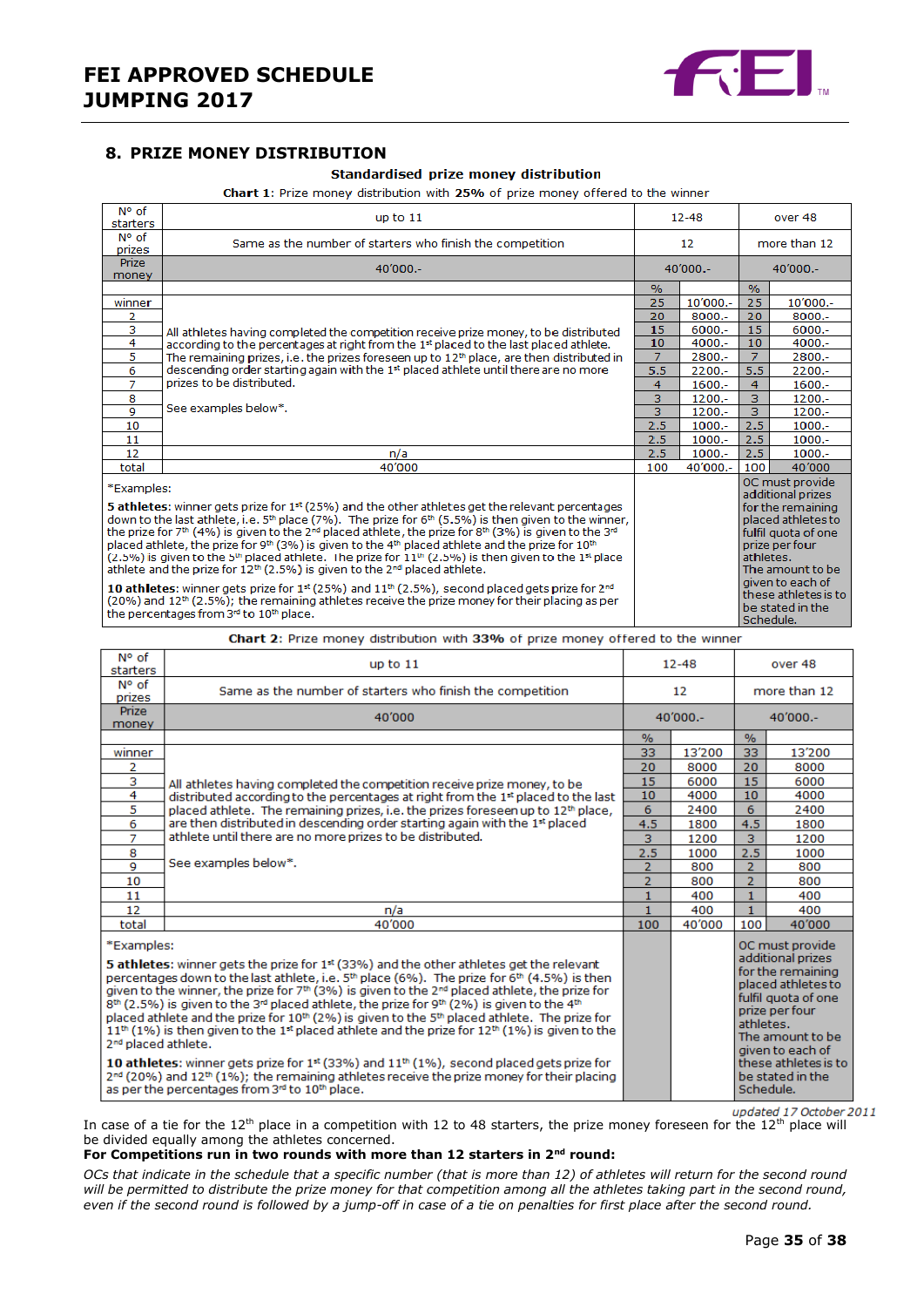## 8. PRIZE MONEY DISTRIBUTION

**Standardised prize money distribution**

**Chart 1**: Prize money distribution with **25%** of prize money offered to the winner

| N° of starters | up to 11 | 12-48 | | over 48 | |
|---|---|---|---|---|---|
| N° of prizes | Same as the number of starters who finish the competition | 12 | | more than 12 | |
| Prize money | 40'000.- | 40'000.- | | 40'000.- | |
| | | % | | % | |
| winner | All athletes having completed the competition receive prize money, to be distributed according to the percentages at right from the 1st placed to the last placed athlete. The remaining prizes, i.e. the prizes foreseen up to 12th place, are then distributed in descending order starting again with the 1st placed athlete until there are no more prizes to be distributed. See examples below*. | 25 | 10'000.- | 25 | 10'000.- |
| 2 | | 20 | 8000.- | 20 | 8000.- |
| 3 | | 15 | 6000.- | 15 | 6000.- |
| 4 | | 10 | 4000.- | 10 | 4000.- |
| 5 | | 7 | 2800.- | 7 | 2800.- |
| 6 | | 5.5 | 2200.- | 5.5 | 2200.- |
| 7 | | 4 | 1600.- | 4 | 1600.- |
| 8 | | 3 | 1200.- | 3 | 1200.- |
| 9 | | 3 | 1200.- | 3 | 1200.- |
| 10 | | 2.5 | 1000.- | 2.5 | 1000.- |
| 11 | | 2.5 | 1000.- | 2.5 | 1000.- |
| 12 | n/a | 2.5 | 1000.- | 2.5 | 1000.- |
| total | 40'000 | 100 | 40'000.- | 100 | 40'000 |
| *Examples: **5 athletes**: winner gets prize for 1st (25%) and the other athletes get the relevant percentages down to the last athlete, i.e. 5th place (7%). The prize for 6th (5.5%) is then given to the winner, the prize for 7th (4%) is given to the 2nd placed athlete, the prize for 8th (3%) is given to the 3rd placed athlete, the prize for 9th (3%) is given to the 4th placed athlete and the prize for 10th (2.5%) is given to the 5th placed athlete. The prize for 11th (2.5%) is then given to the 1st place athlete and the prize for 12th (2.5%) is given to the 2nd placed athlete. **10 athletes**: winner gets prize for 1st (25%) and 11th (2.5%), second placed gets prize for 2nd (20%) and 12th (2.5%); the remaining athletes receive the prize money for their placing as per the percentages from 3rd to 10th place. | | | | OC must provide additional prizes for the remaining placed athletes to fulfil quota of one prize per four athletes. The amount to be given to each of these athletes is to be stated in the Schedule. | |

**Chart 2**: Prize money distribution with **33%** of prize money offered to the winner

| N° of starters | up to 11 | 12-48 | | over 48 | |
|---|---|---|---|---|---|
| N° of prizes | Same as the number of starters who finish the competition | 12 | | more than 12 | |
| Prize money | 40'000 | 40'000.- | | 40'000.- | |
| | | % | | % | |
| winner | All athletes having completed the competition receive prize money, to be distributed according to the percentages at right from the 1st placed to the last placed athlete. The remaining prizes, i.e. the prizes foreseen up to 12th place, are then distributed in descending order starting again with the 1st placed athlete until there are no more prizes to be distributed. See examples below*. | 33 | 13'200 | 33 | 13'200 |
| 2 | | 20 | 8000 | 20 | 8000 |
| 3 | | 15 | 6000 | 15 | 6000 |
| 4 | | 10 | 4000 | 10 | 4000 |
| 5 | | 6 | 2400 | 6 | 2400 |
| 6 | | 4.5 | 1800 | 4.5 | 1800 |
| 7 | | 3 | 1200 | 3 | 1200 |
| 8 | | 2.5 | 1000 | 2.5 | 1000 |
| 9 | | 2 | 800 | 2 | 800 |
| 10 | | 2 | 800 | 2 | 800 |
| 11 | | 1 | 400 | 1 | 400 |
| 12 | n/a | 1 | 400 | 1 | 400 |
| total | 40'000 | 100 | 40'000 | 100 | 40'000 |
| *Examples: **5 athletes**: winner gets the prize for 1st (33%) and the other athletes get the relevant percentages down to the last athlete, i.e. 5th place (6%). The prize for 6th (4.5%) is then given to the winner, the prize for 7th (3%) is given to the 2nd placed athlete, the prize for 8th (2.5%) is given to the 3rd placed athlete, the prize for 9th (2%) is given to the 4th placed athlete and the prize for 10th (2%) is given to the 5th placed athlete. The prize for 11th (1%) is then given to the 1st placed athlete and the prize for 12th (1%) is given to the 2nd placed athlete. **10 athletes**: winner gets prize for 1st (33%) and 11th (1%), second placed gets prize for 2nd (20%) and 12th (1%); the remaining athletes receive the prize money for their placing as per the percentages from 3rd to 10th place. | | | | OC must provide additional prizes for the remaining placed athletes to fulfil quota of one prize per four athletes. The amount to be given to each of these athletes is to be stated in the Schedule. | |

*updated 17 October 2011*

In case of a tie for the 12th place in a competition with 12 to 48 starters, the prize money foreseen for the 12th place will be divided equally among the athletes concerned.

**For Competitions run in two rounds with more than 12 starters in 2nd round:**

*OCs that indicate in the schedule that a specific number (that is more than 12) of athletes will return for the second round will be permitted to distribute the prize money for that competition among all the athletes taking part in the second round, even if the second round is followed by a jump-off in case of a tie on penalties for first place after the second round.*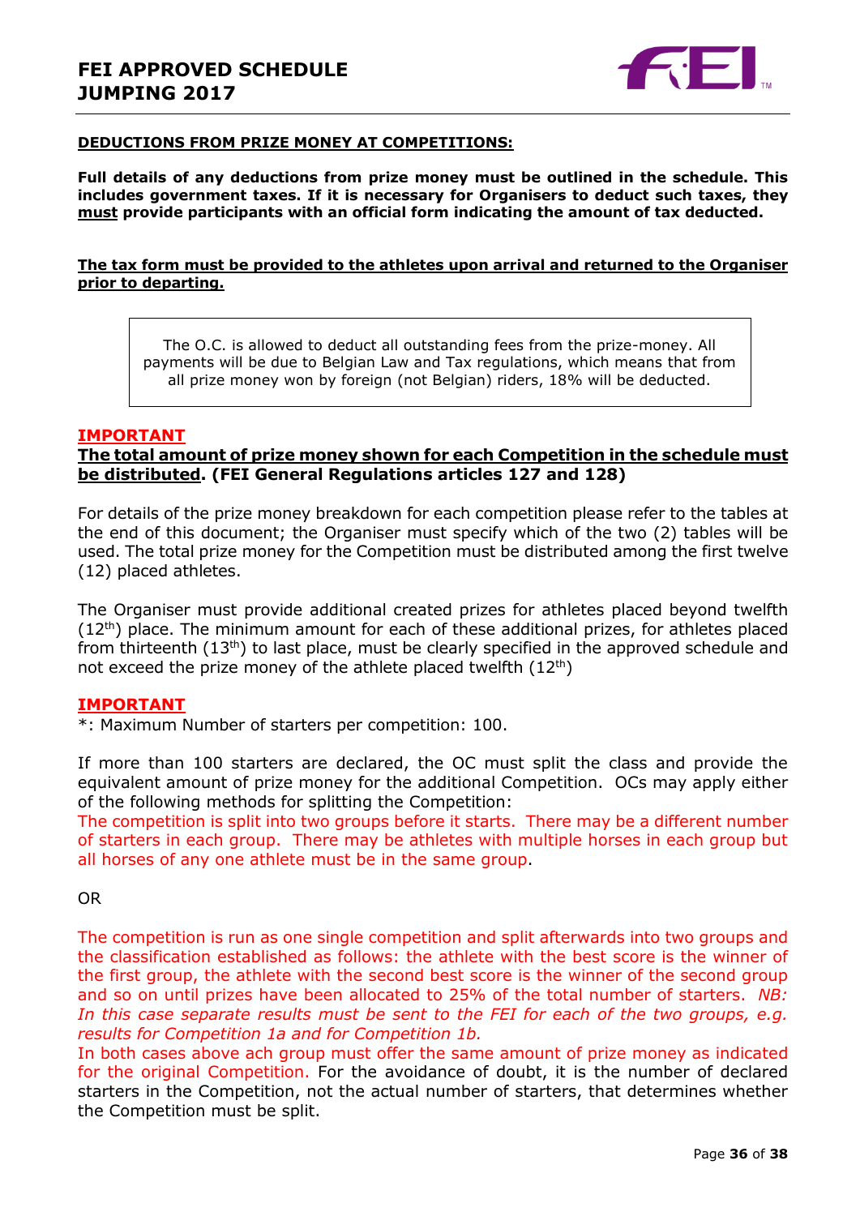**DEDUCTIONS FROM PRIZE MONEY AT COMPETITIONS:**

**Full details of any deductions from prize money must be outlined in the schedule. This includes government taxes. If it is necessary for Organisers to deduct such taxes, they must provide participants with an official form indicating the amount of tax deducted.**

**The tax form must be provided to the athletes upon arrival and returned to the Organiser prior to departing.**

> The O.C. is allowed to deduct all outstanding fees from the prize-money. All payments will be due to Belgian Law and Tax regulations, which means that from all prize money won by foreign (not Belgian) riders, 18% will be deducted.

**IMPORTANT**

**The total amount of prize money shown for each Competition in the schedule must be distributed. (FEI General Regulations articles 127 and 128)**

For details of the prize money breakdown for each competition please refer to the tables at the end of this document; the Organiser must specify which of the two (2) tables will be used. The total prize money for the Competition must be distributed among the first twelve (12) placed athletes.

The Organiser must provide additional created prizes for athletes placed beyond twelfth (12th) place. The minimum amount for each of these additional prizes, for athletes placed from thirteenth (13th) to last place, must be clearly specified in the approved schedule and not exceed the prize money of the athlete placed twelfth (12th)

**IMPORTANT**

*: Maximum Number of starters per competition: 100.

If more than 100 starters are declared, the OC must split the class and provide the equivalent amount of prize money for the additional Competition. OCs may apply either of the following methods for splitting the Competition:

The competition is split into two groups before it starts. There may be a different number of starters in each group. There may be athletes with multiple horses in each group but all horses of any one athlete must be in the same group.

OR

The competition is run as one single competition and split afterwards into two groups and the classification established as follows: the athlete with the best score is the winner of the first group, the athlete with the second best score is the winner of the second group and so on until prizes have been allocated to 25% of the total number of starters. *NB: In this case separate results must be sent to the FEI for each of the two groups, e.g. results for Competition 1a and for Competition 1b.*

In both cases above ach group must offer the same amount of prize money as indicated for the original Competition. For the avoidance of doubt, it is the number of declared starters in the Competition, not the actual number of starters, that determines whether the Competition must be split.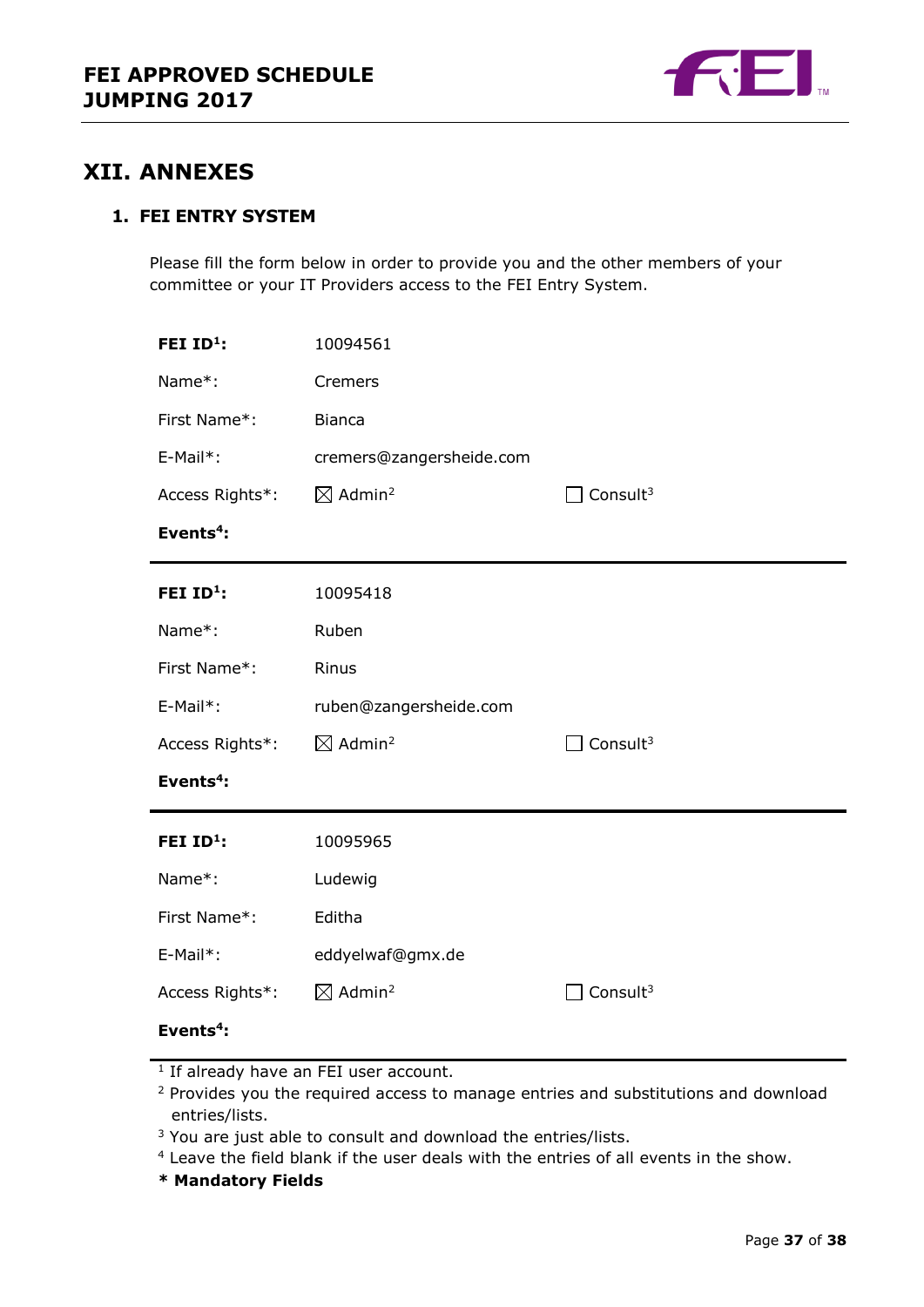# XII. ANNEXES

## 1. FEI ENTRY SYSTEM

Please fill the form below in order to provide you and the other members of your committee or your IT Providers access to the FEI Entry System.

| | | |
|---|---|---|
| **FEI ID[1]:** | 10094561 | |
| Name*: | Cremers | |
| First Name*: | Bianca | |
| E-Mail*: | cremers@zangersheide.com | |
| Access Rights*: | ☒ Admin[2] | ☐ Consult[3] |
| **Events[4]:** | | |

| | | |
|---|---|---|
| **FEI ID[1]:** | 10095418 | |
| Name*: | Ruben | |
| First Name*: | Rinus | |
| E-Mail*: | ruben@zangersheide.com | |
| Access Rights*: | ☒ Admin[2] | ☐ Consult[3] |
| **Events[4]:** | | |

| | | |
|---|---|---|
| **FEI ID[1]:** | 10095965 | |
| Name*: | Ludewig | |
| First Name*: | Editha | |
| E-Mail*: | eddyelwaf@gmx.de | |
| Access Rights*: | ☒ Admin[2] | ☐ Consult[3] |
| **Events[4]:** | | |

[1] If already have an FEI user account.

[2] Provides you the required access to manage entries and substitutions and download entries/lists.

[3] You are just able to consult and download the entries/lists.

[4] Leave the field blank if the user deals with the entries of all events in the show.

**\* Mandatory Fields**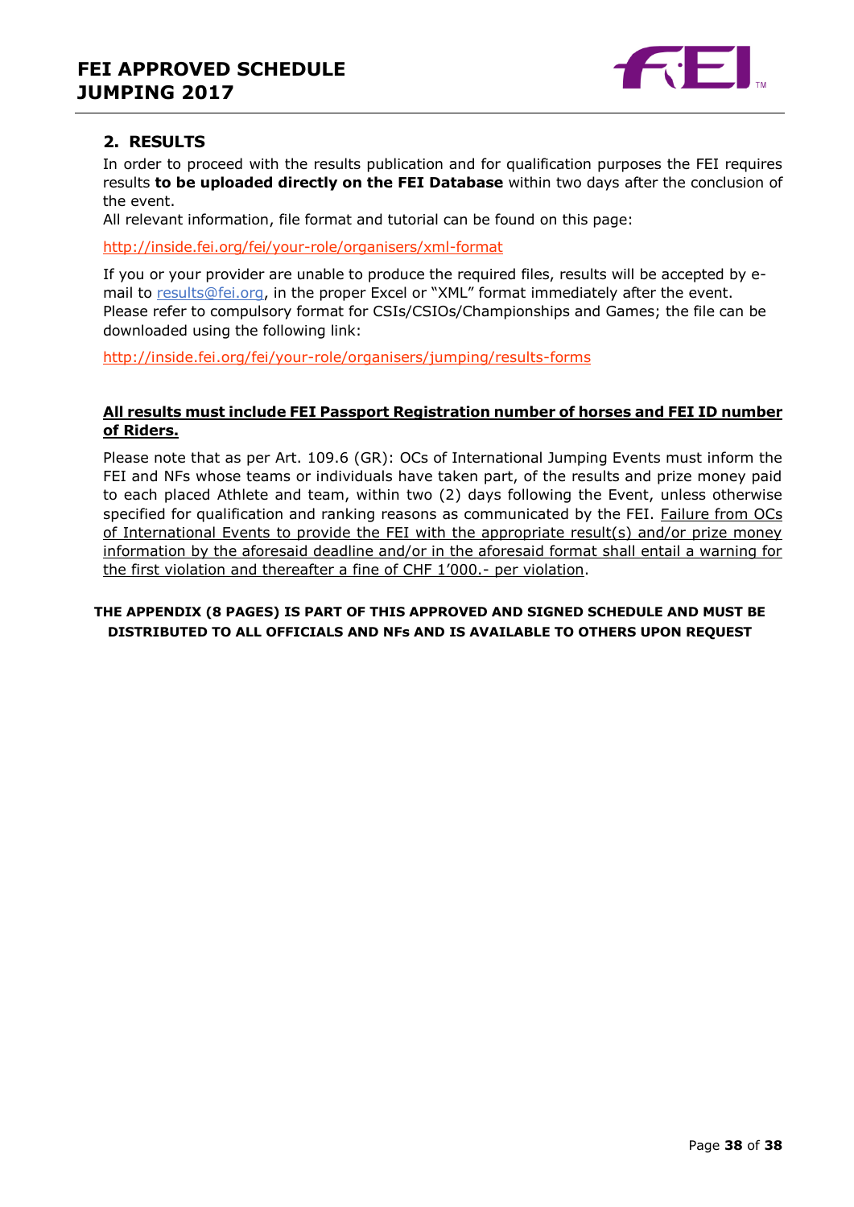## 2. RESULTS

In order to proceed with the results publication and for qualification purposes the FEI requires results **to be uploaded directly on the FEI Database** within two days after the conclusion of the event.
All relevant information, file format and tutorial can be found on this page:

http://inside.fei.org/fei/your-role/organisers/xml-format

If you or your provider are unable to produce the required files, results will be accepted by e-mail to results@fei.org, in the proper Excel or "XML" format immediately after the event. Please refer to compulsory format for CSIs/CSIOs/Championships and Games; the file can be downloaded using the following link:

http://inside.fei.org/fei/your-role/organisers/jumping/results-forms

**All results must include FEI Passport Registration number of horses and FEI ID number of Riders.**

Please note that as per Art. 109.6 (GR): OCs of International Jumping Events must inform the FEI and NFs whose teams or individuals have taken part, of the results and prize money paid to each placed Athlete and team, within two (2) days following the Event, unless otherwise specified for qualification and ranking reasons as communicated by the FEI. Failure from OCs of International Events to provide the FEI with the appropriate result(s) and/or prize money information by the aforesaid deadline and/or in the aforesaid format shall entail a warning for the first violation and thereafter a fine of CHF 1'000.- per violation.

**THE APPENDIX (8 PAGES) IS PART OF THIS APPROVED AND SIGNED SCHEDULE AND MUST BE DISTRIBUTED TO ALL OFFICIALS AND NFs AND IS AVAILABLE TO OTHERS UPON REQUEST**